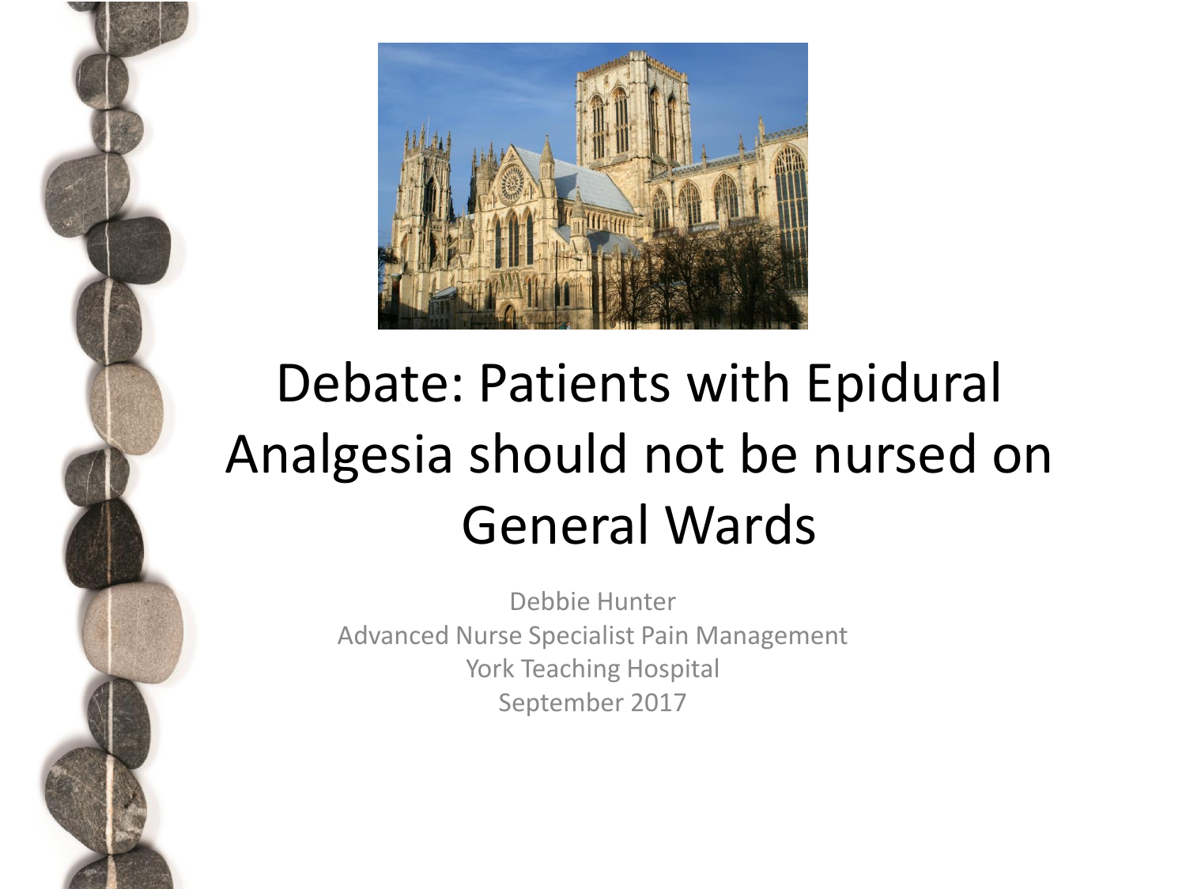# Debate: Patients with Epidural Analgesia should not be nursed on General Wards

Debbie Hunter
Advanced Nurse Specialist Pain Management
York Teaching Hospital
September 2017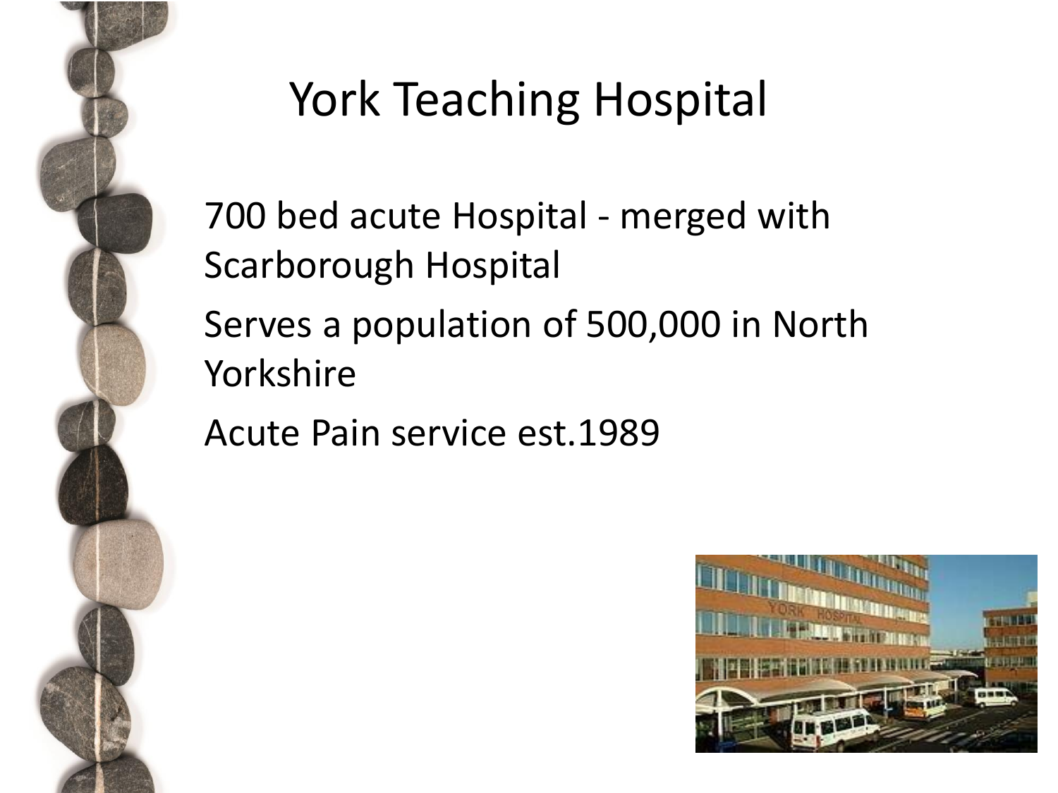# York Teaching Hospital

700 bed acute Hospital - merged with Scarborough Hospital

Serves a population of 500,000 in North Yorkshire

Acute Pain service est.1989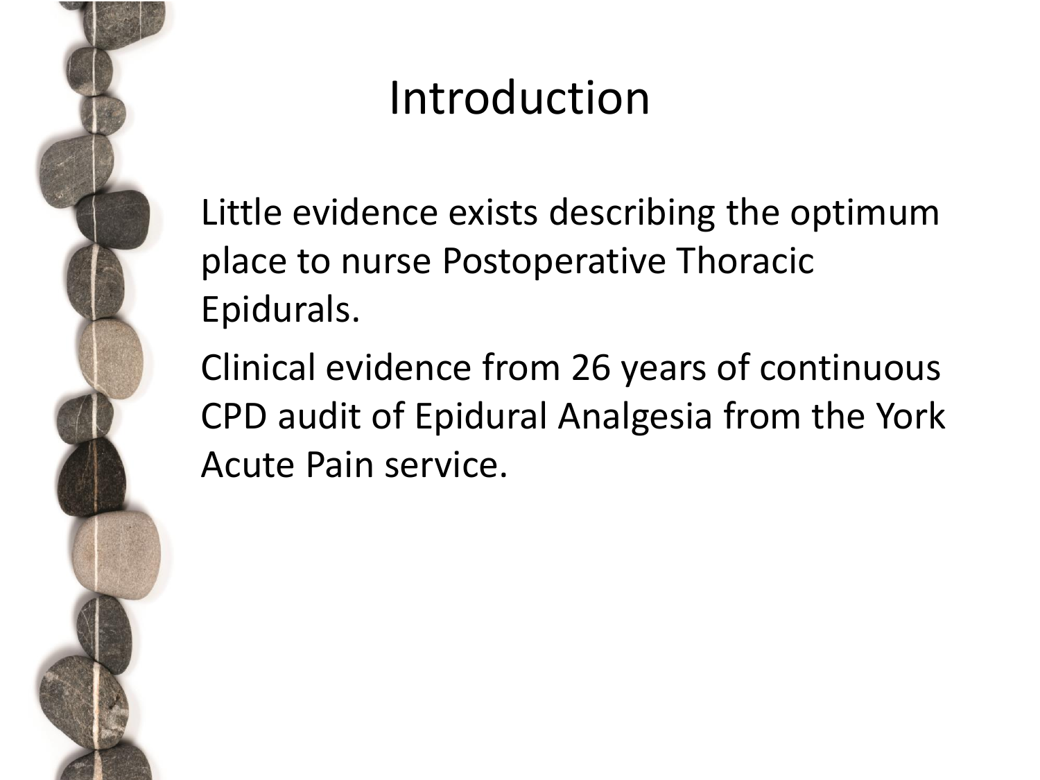# Introduction

Little evidence exists describing the optimum place to nurse Postoperative Thoracic Epidurals.

Clinical evidence from 26 years of continuous CPD audit of Epidural Analgesia from the York Acute Pain service.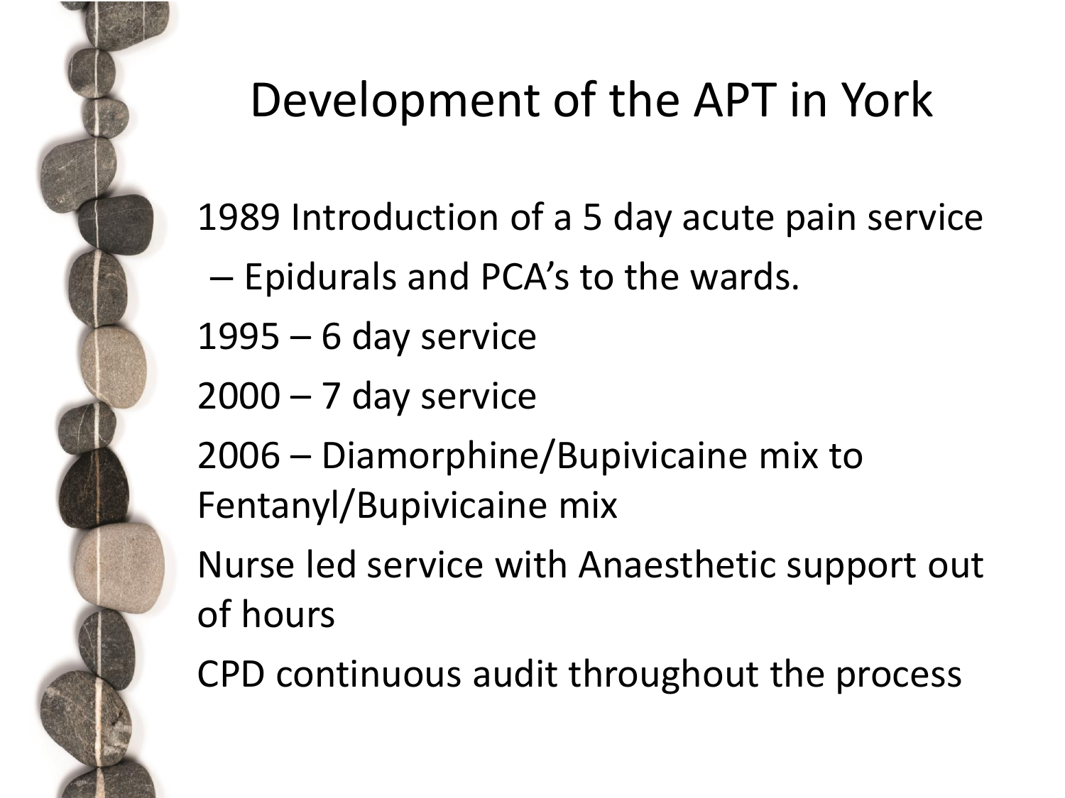# Development of the APT in York

1989 Introduction of a 5 day acute pain service

– Epidurals and PCA's to the wards.

1995 – 6 day service

2000 – 7 day service

2006 – Diamorphine/Bupivicaine mix to Fentanyl/Bupivicaine mix

Nurse led service with Anaesthetic support out of hours

CPD continuous audit throughout the process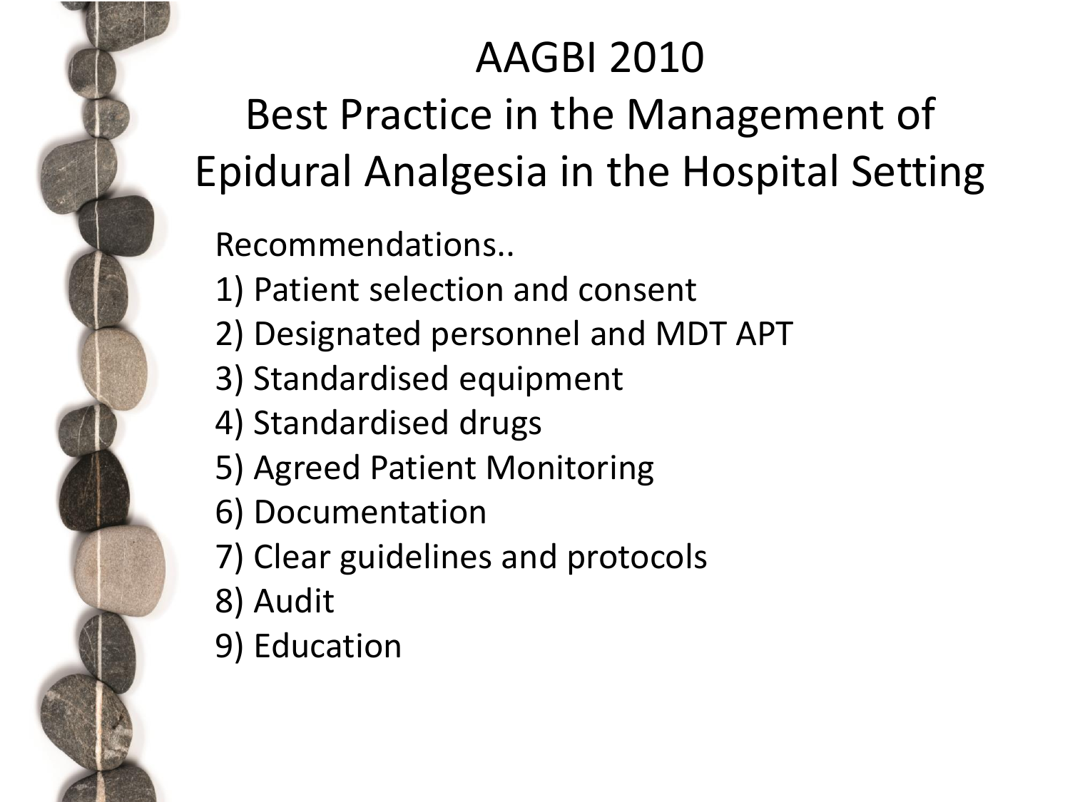# AAGBI 2010
# Best Practice in the Management of Epidural Analgesia in the Hospital Setting

Recommendations..

1) Patient selection and consent
2) Designated personnel and MDT APT
3) Standardised equipment
4) Standardised drugs
5) Agreed Patient Monitoring
6) Documentation
7) Clear guidelines and protocols
8) Audit
9) Education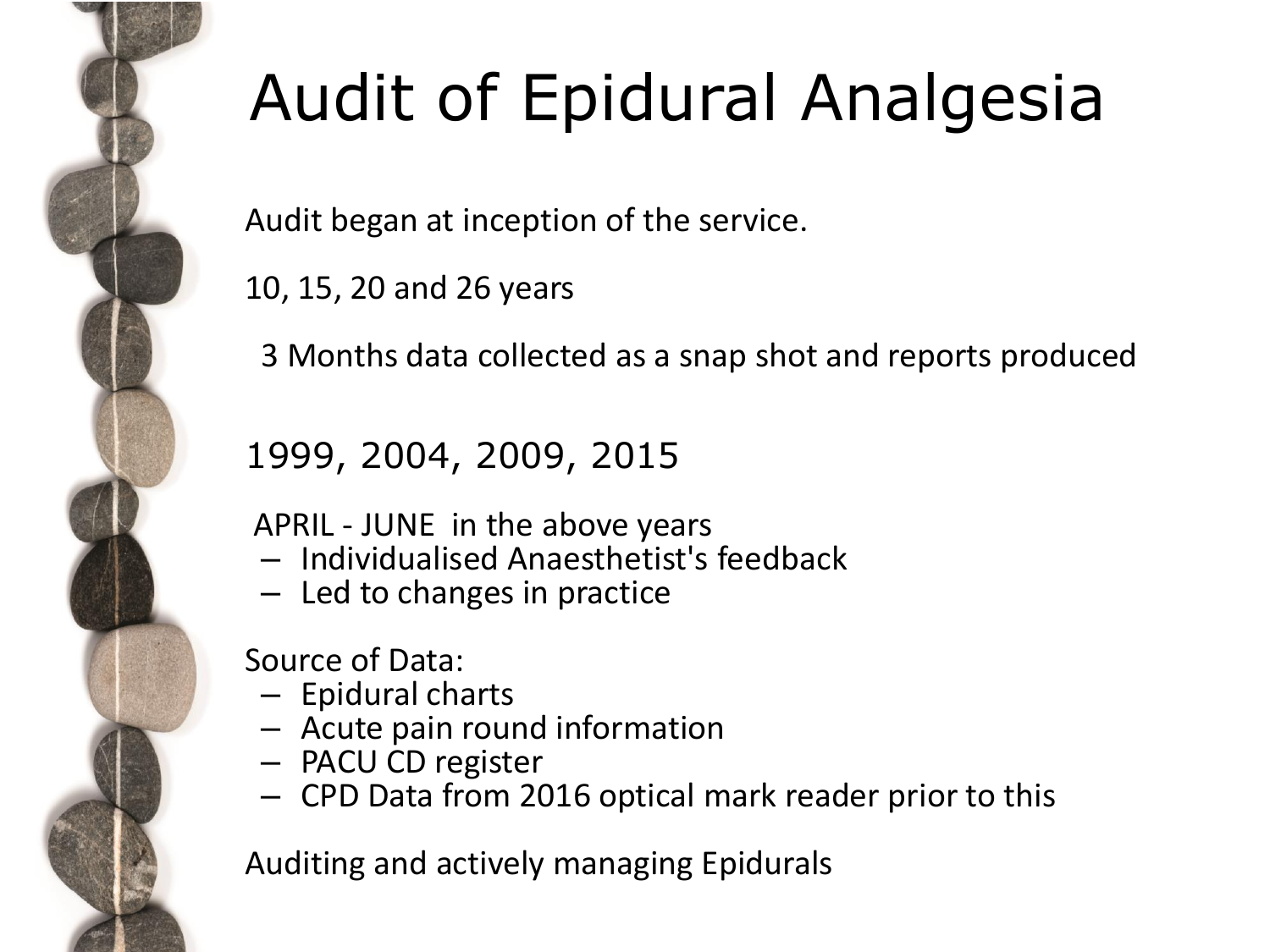# Audit of Epidural Analgesia

Audit began at inception of the service.

10, 15, 20 and 26 years

3 Months data collected as a snap shot and reports produced

1999, 2004, 2009, 2015

APRIL - JUNE in the above years

- Individualised Anaesthetist's feedback
- Led to changes in practice

Source of Data:

- Epidural charts
- Acute pain round information
- PACU CD register
- CPD Data from 2016 optical mark reader prior to this

Auditing and actively managing Epidurals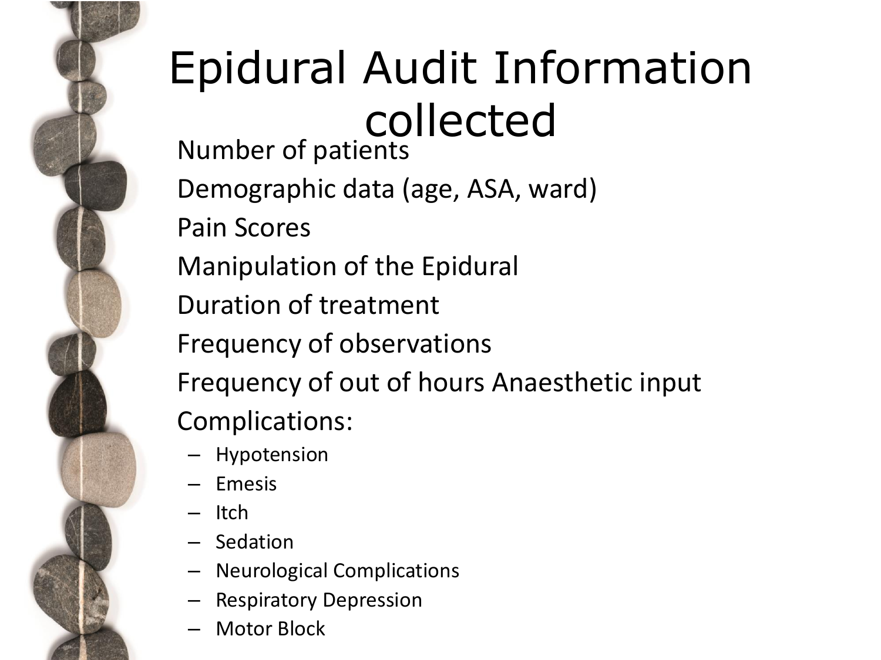# Epidural Audit Information collected

Number of patients

Demographic data (age, ASA, ward)

Pain Scores

Manipulation of the Epidural

Duration of treatment

Frequency of observations

Frequency of out of hours Anaesthetic input

Complications:

- Hypotension
- Emesis
- Itch
- Sedation
- Neurological Complications
- Respiratory Depression
- Motor Block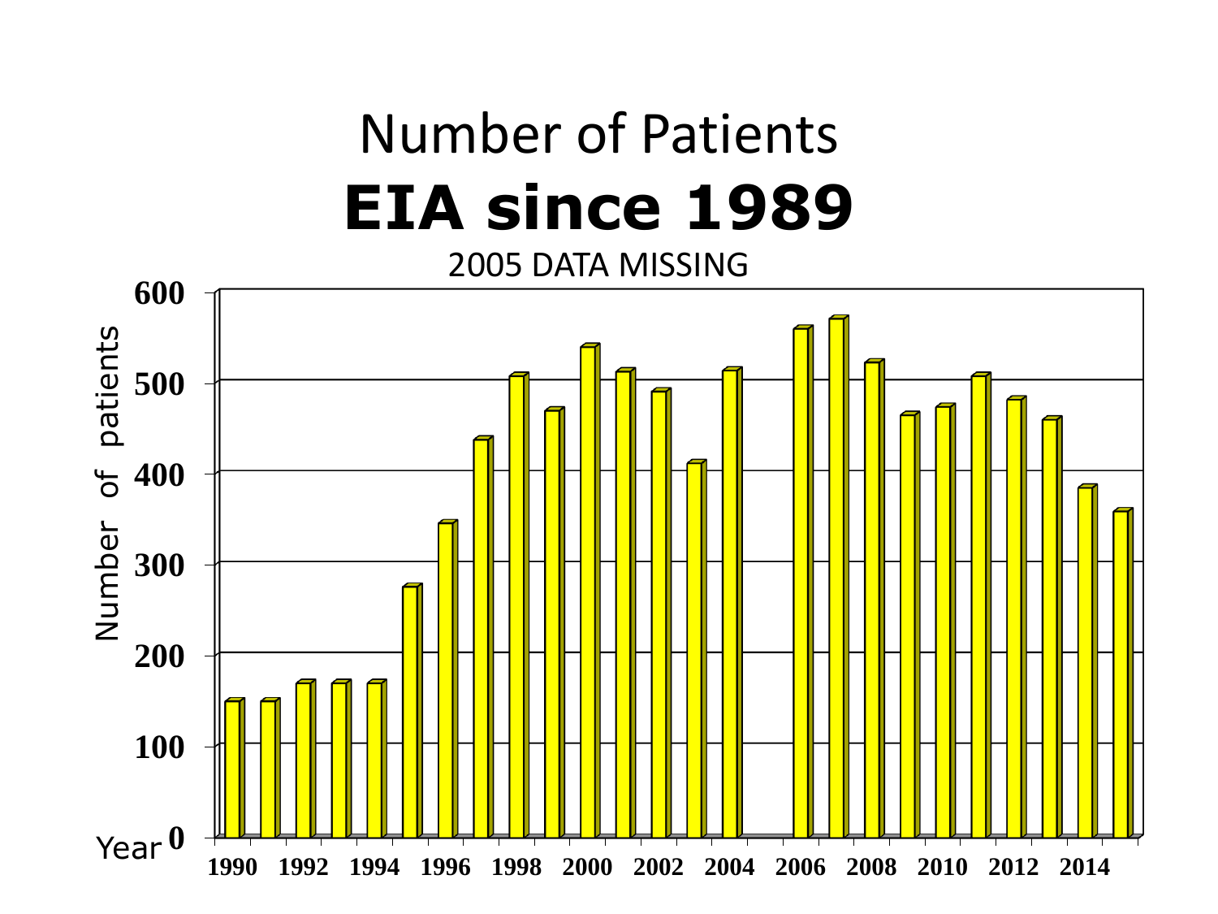# Number of Patients

## **EIA since 1989**

2005 DATA MISSING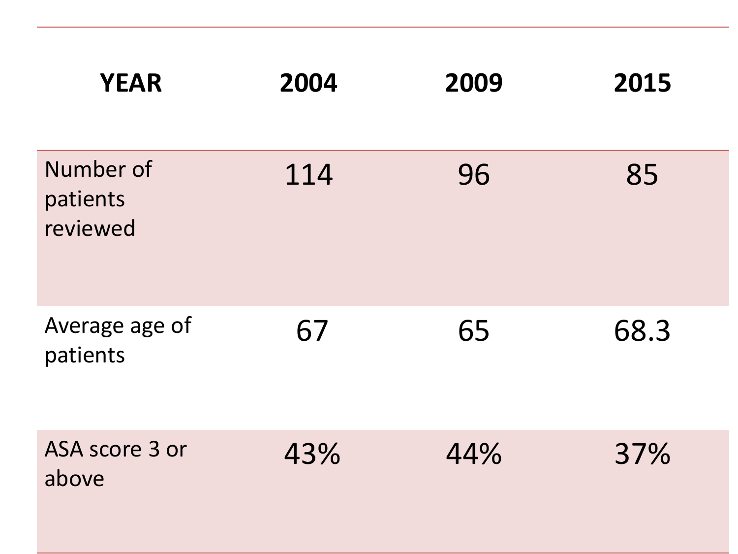| YEAR | 2004 | 2009 | 2015 |
| --- | --- | --- | --- |
| Number of patients reviewed | 114 | 96 | 85 |
| Average age of patients | 67 | 65 | 68.3 |
| ASA score 3 or above | 43% | 44% | 37% |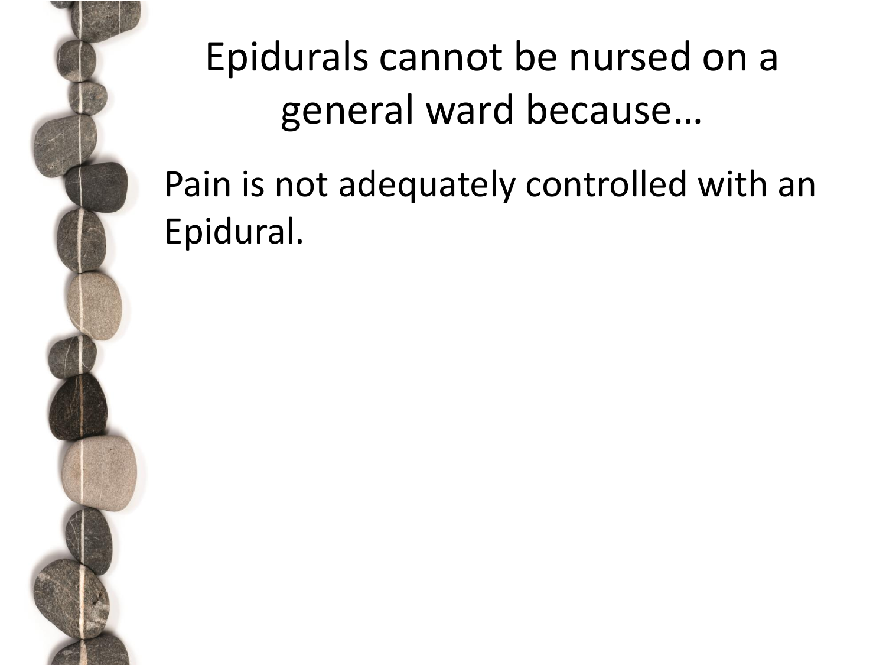# Epidurals cannot be nursed on a general ward because…

Pain is not adequately controlled with an Epidural.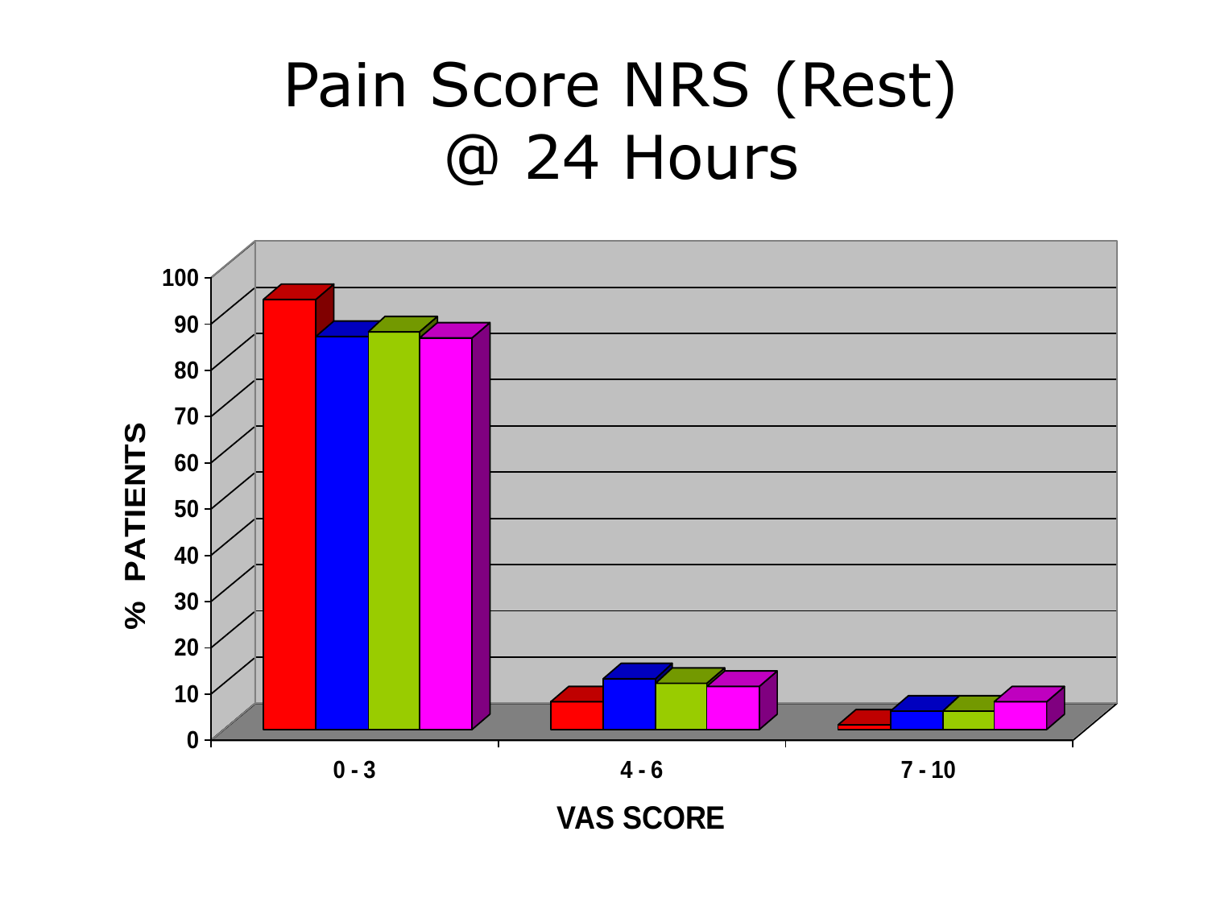# Pain Score NRS (Rest) @ 24 Hours

% PATIENTS

100
90
80
70
60
50
40
30
20
10
0

0 - 3
4 - 6
7 - 10

VAS SCORE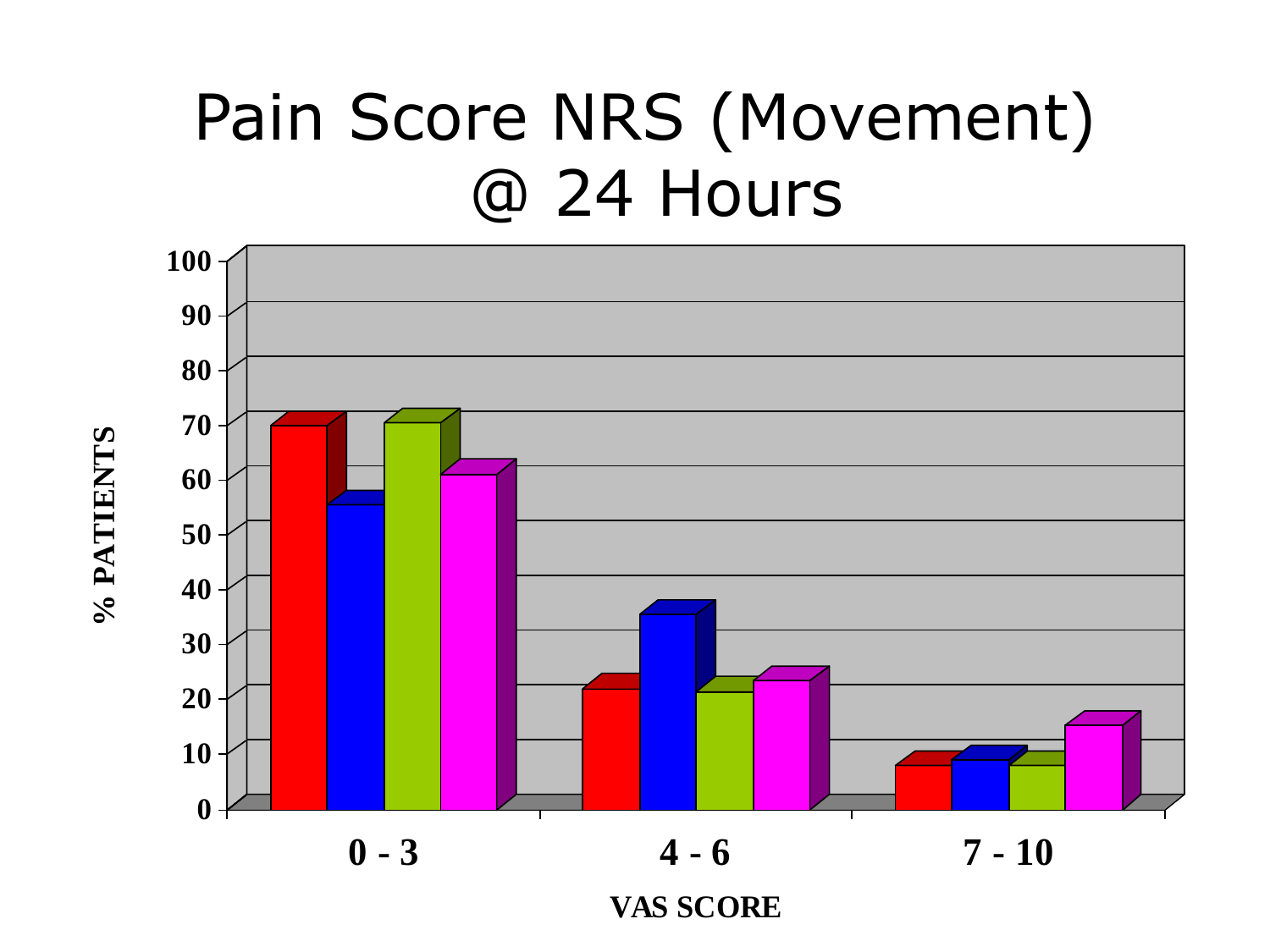# Pain Score NRS (Movement) @ 24 Hours

% PATIENTS

100, 90, 80, 70, 60, 50, 40, 30, 20, 10, 0

0 - 3 | 4 - 6 | 7 - 10

VAS SCORE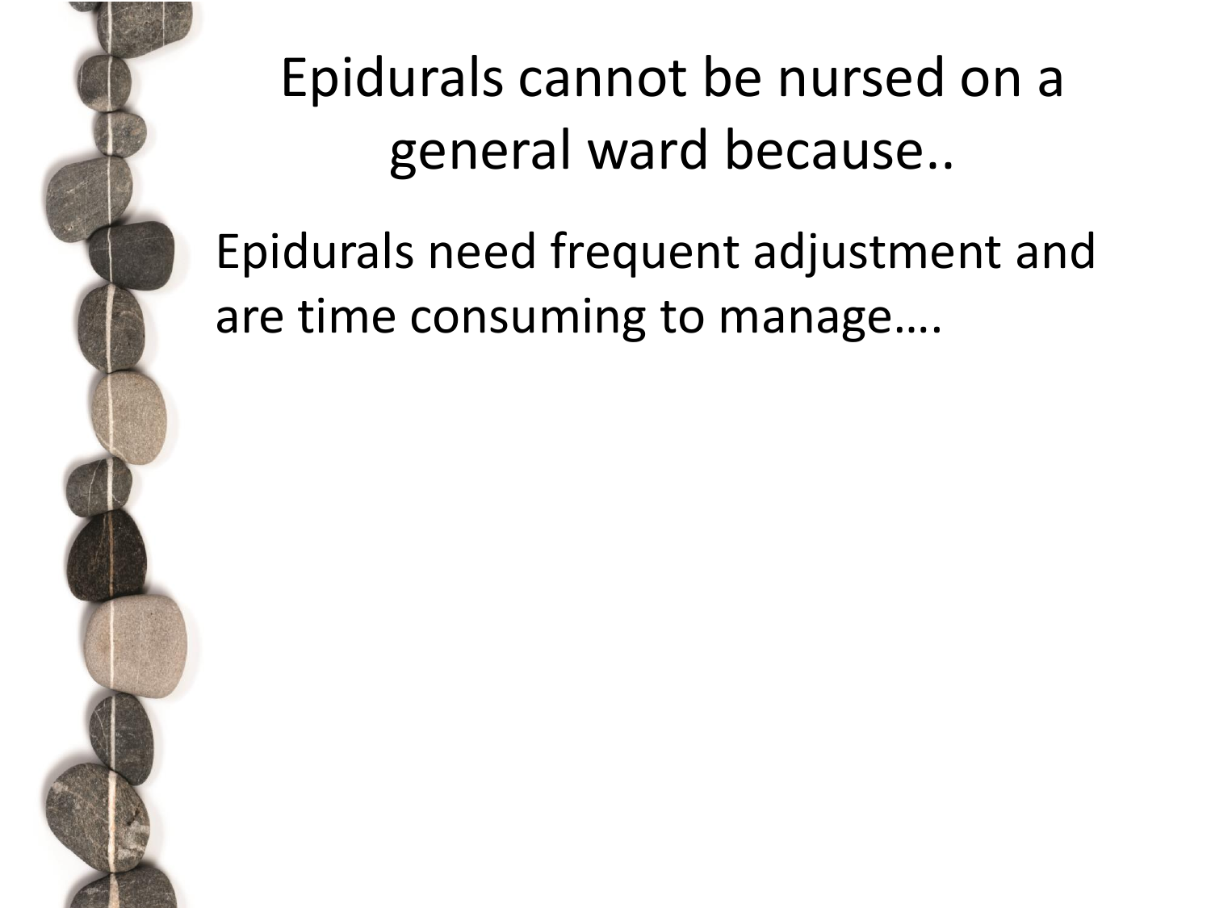# Epidurals cannot be nursed on a general ward because..

Epidurals need frequent adjustment and are time consuming to manage….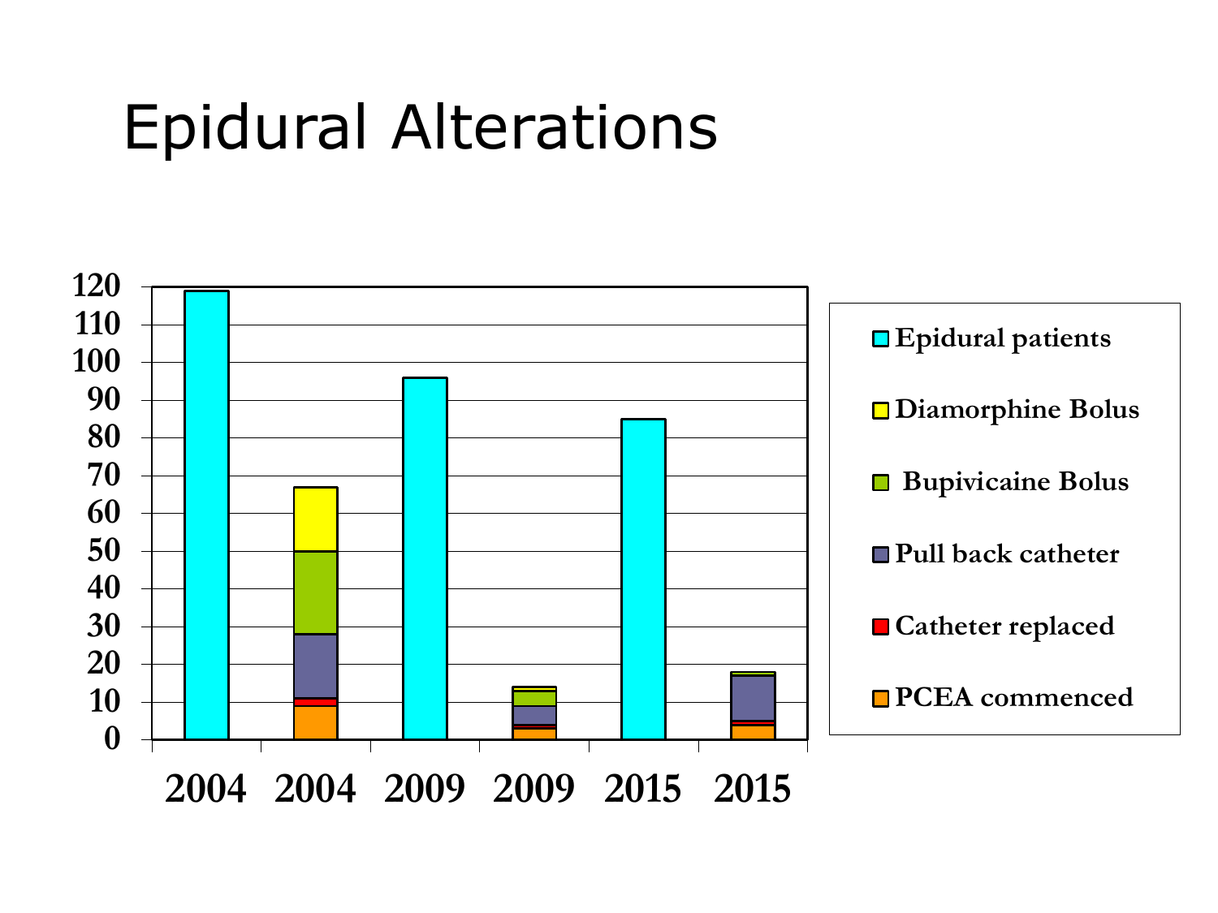# Epidural Alterations

| | 2004 | 2004 | 2009 | 2009 | 2015 | 2015 |
|---|---|---|---|---|---|---|
| Epidural patients | 119 | | 96 | | 85 | |
| Diamorphine Bolus | | 17 | | 1 | | |
| Bupivicaine Bolus | | 22 | | 4 | | 1 |
| Pull back catheter | | 17 | | 5 | | 12 |
| Catheter replaced | | 2 | | 1 | | 1 |
| PCEA commenced | | 9 | | 3 | | 4 |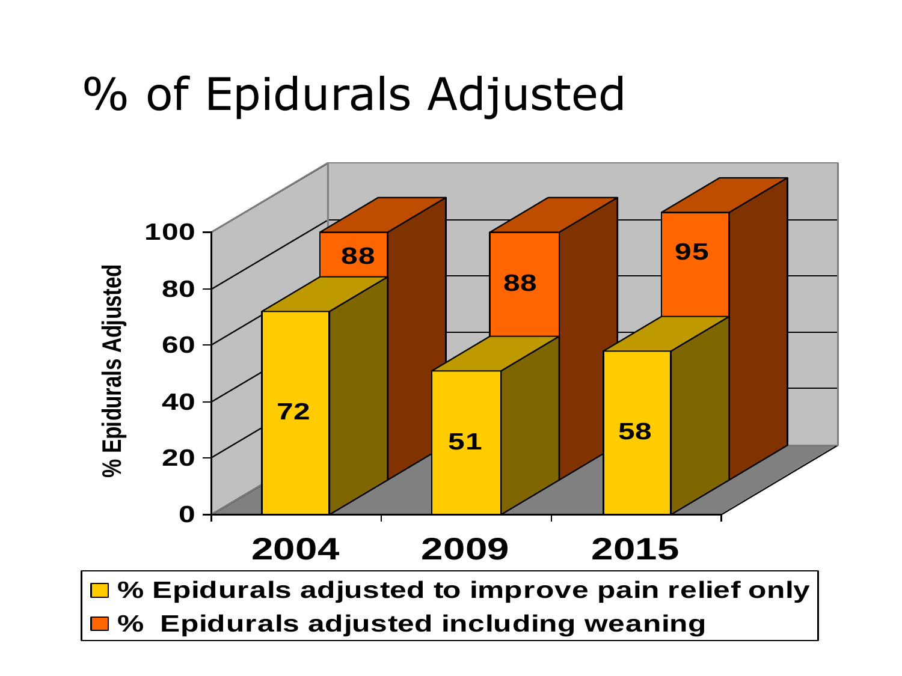# % of Epidurals Adjusted

| Year | % Epidurals adjusted to improve pain relief only | % Epidurals adjusted including weaning |
|---|---|---|
| 2004 | 72 | 88 |
| 2009 | 51 | 88 |
| 2015 | 58 | 95 |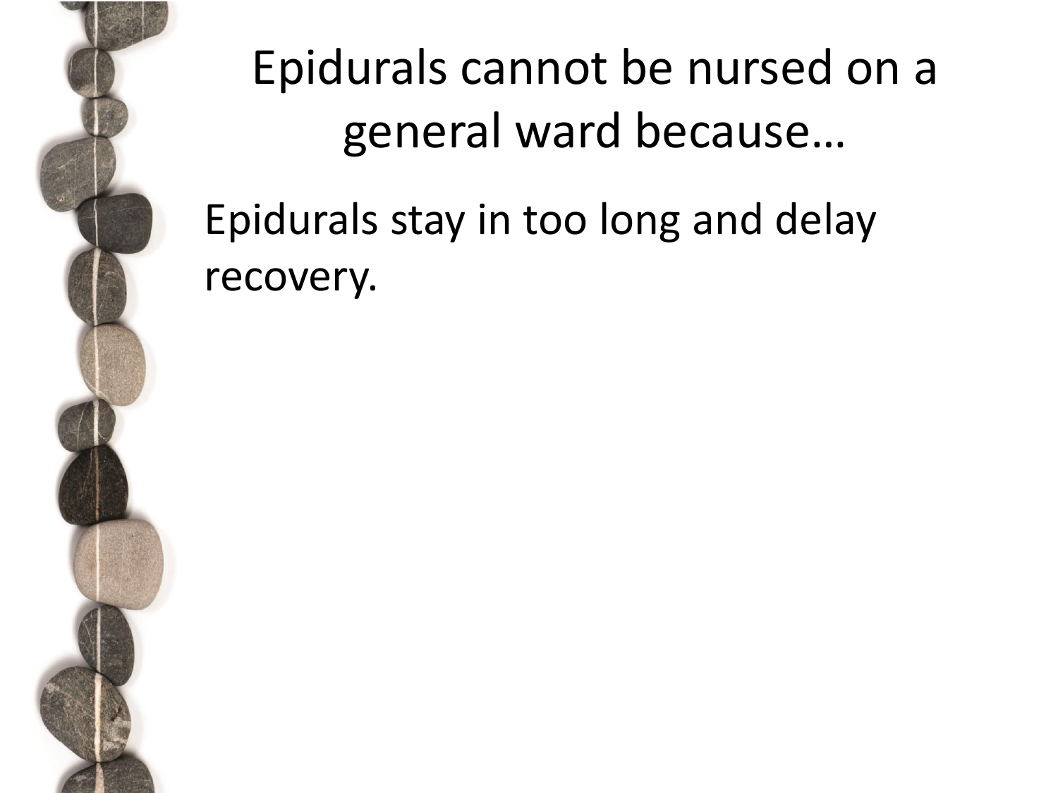# Epidurals cannot be nursed on a general ward because…

Epidurals stay in too long and delay recovery.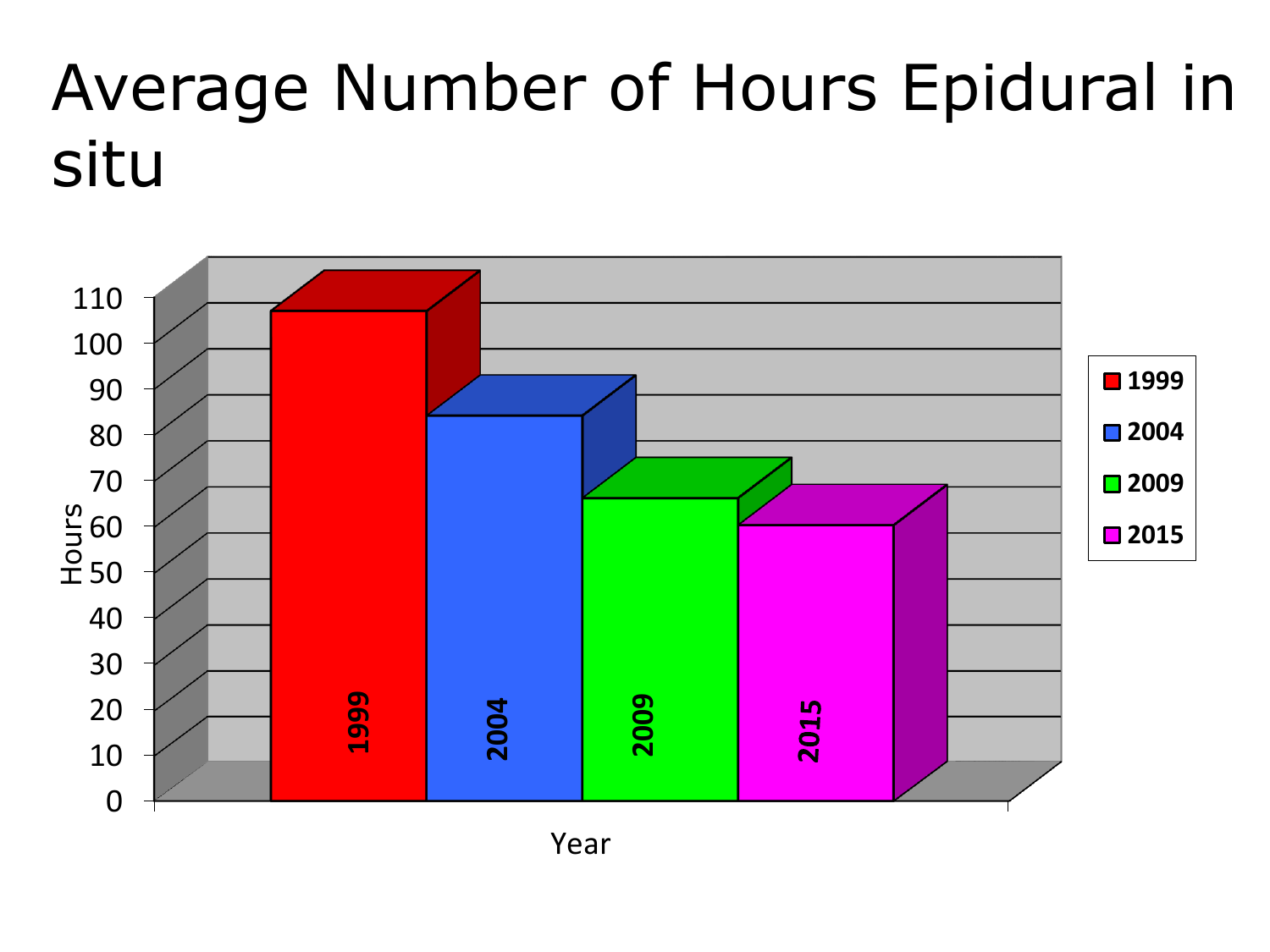# Average Number of Hours Epidural in situ

Hours

110
100
90
80
70
60
50
40
30
20
10
0

1999 2004 2009 2015

Year

- 1999
- 2004
- 2009
- 2015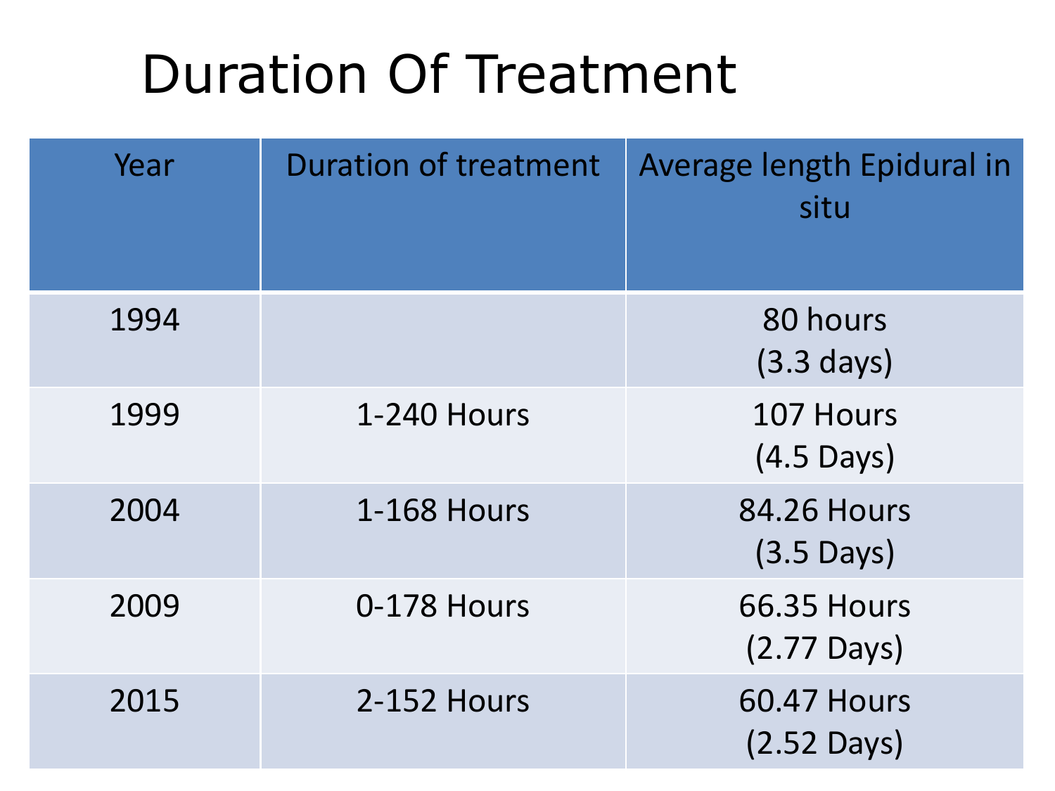# Duration Of Treatment

| Year | Duration of treatment | Average length Epidural in situ |
|---|---|---|
| 1994 | | 80 hours (3.3 days) |
| 1999 | 1-240 Hours | 107 Hours (4.5 Days) |
| 2004 | 1-168 Hours | 84.26 Hours (3.5 Days) |
| 2009 | 0-178 Hours | 66.35 Hours (2.77 Days) |
| 2015 | 2-152 Hours | 60.47 Hours (2.52 Days) |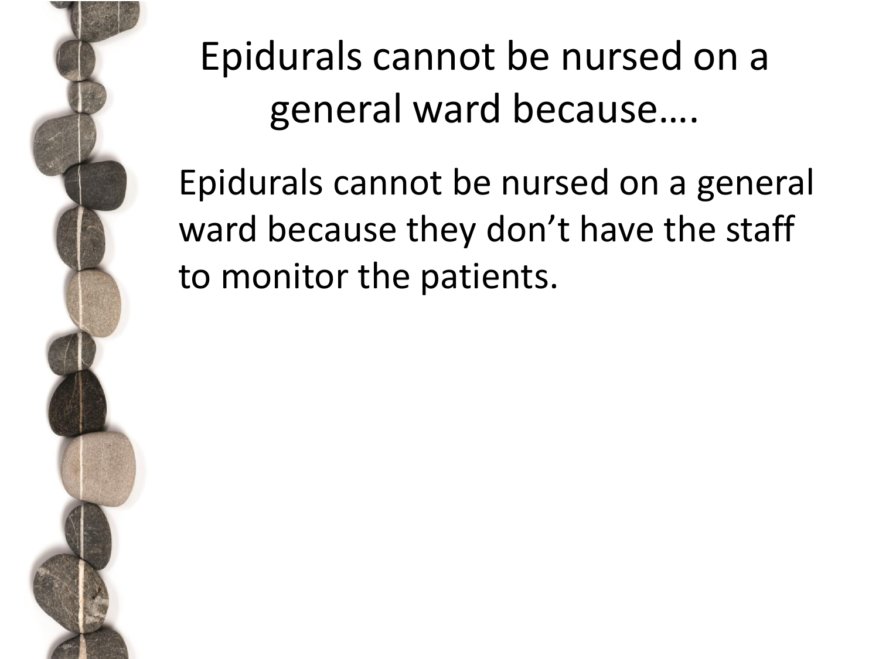# Epidurals cannot be nursed on a general ward because….

Epidurals cannot be nursed on a general ward because they don’t have the staff to monitor the patients.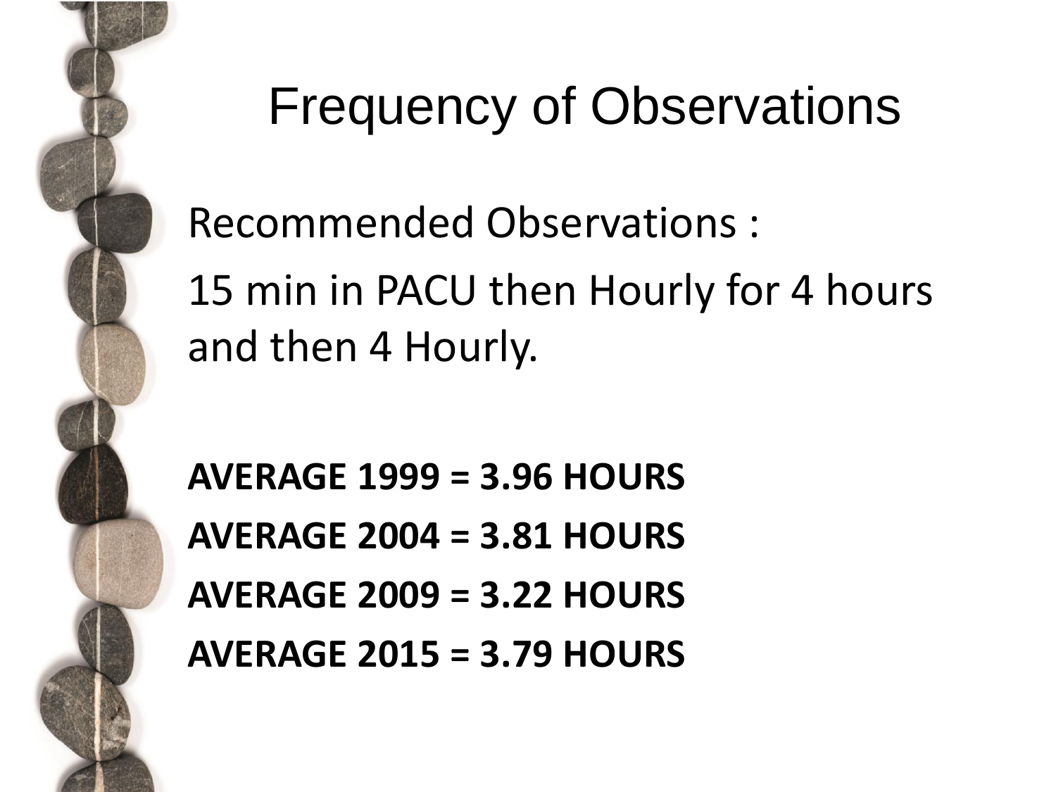# Frequency of Observations

Recommended Observations :

15 min in PACU then Hourly for 4 hours and then 4 Hourly.

**AVERAGE 1999 = 3.96 HOURS**

**AVERAGE 2004 = 3.81 HOURS**

**AVERAGE 2009 = 3.22 HOURS**

**AVERAGE 2015 = 3.79 HOURS**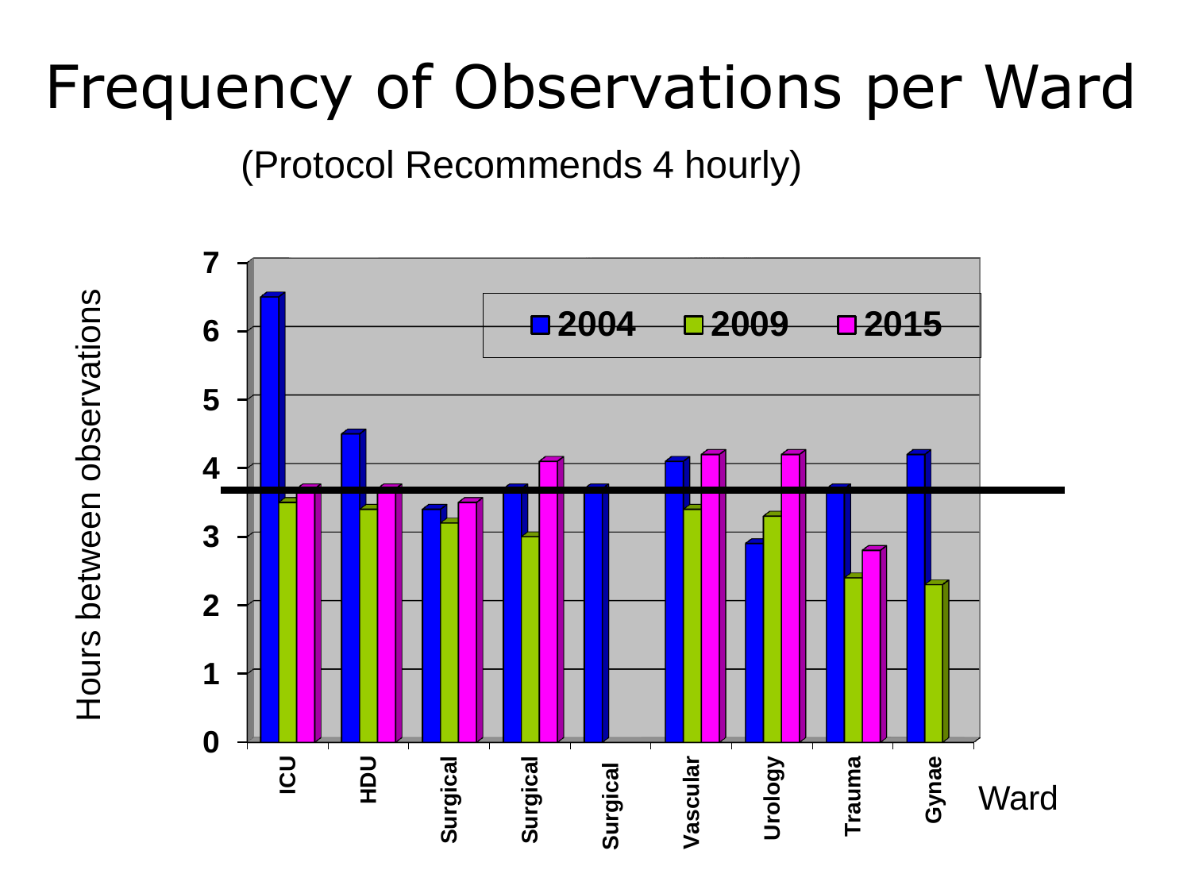# Frequency of Observations per Ward

(Protocol Recommends 4 hourly)

| Ward | 2004 | 2009 | 2015 |
|---|---|---|---|
| ICU | 6.5 | 3.5 | 3.7 |
| HDU | 4.5 | 3.4 | 3.7 |
| Surgical | 3.4 | 3.2 | 3.5 |
| Surgical | 3.7 | 3 | 4.1 |
| Surgical | 3.7 | | |
| Vascular | 4.1 | 3.4 | 4.2 |
| Urology | 2.9 | 3.3 | 4.2 |
| Trauma | 3.7 | 2.4 | 2.8 |
| Gynae | 4.2 | 2.3 | |

Hours between observations

Ward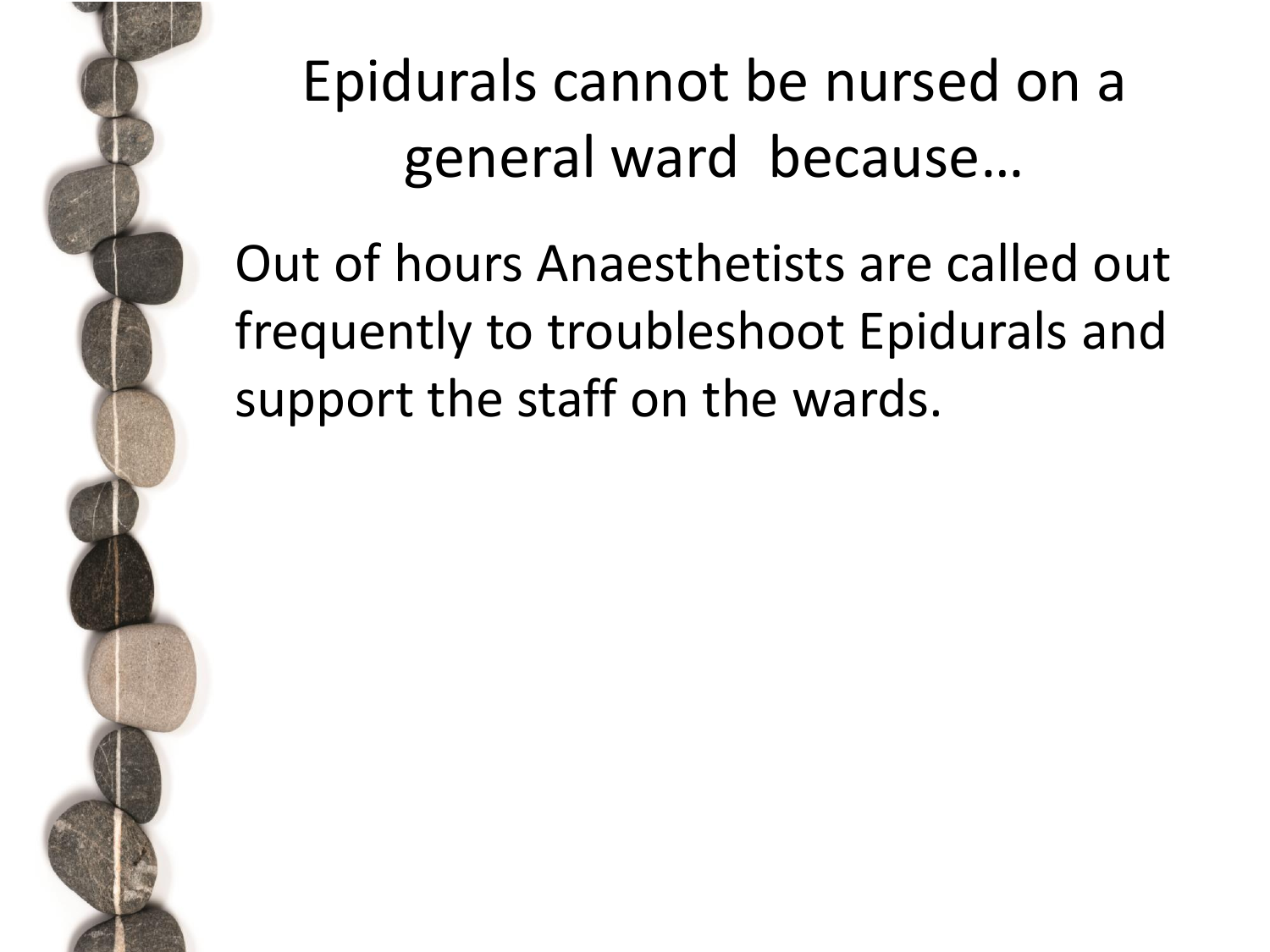# Epidurals cannot be nursed on a general ward because…

Out of hours Anaesthetists are called out frequently to troubleshoot Epidurals and support the staff on the wards.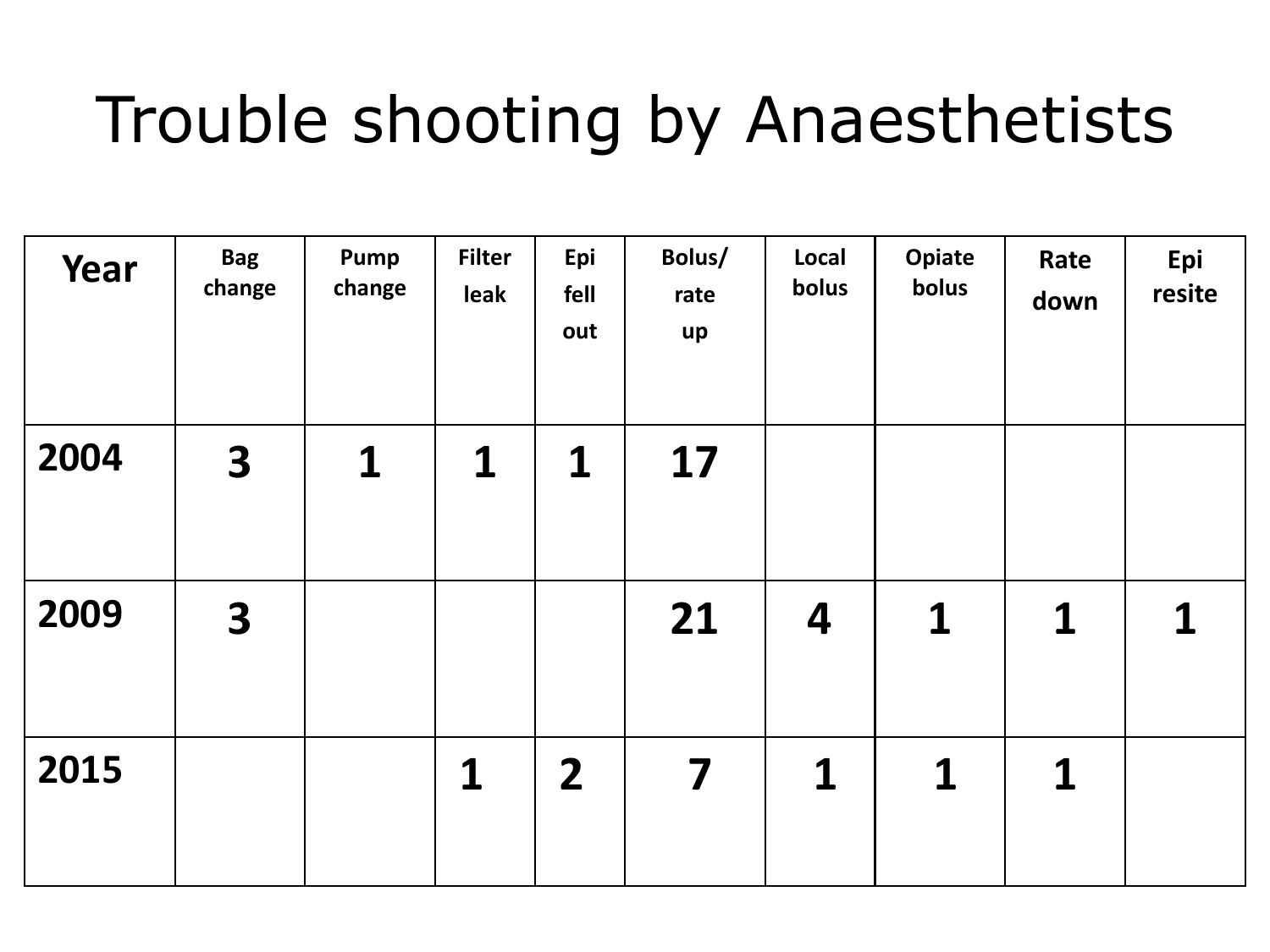# Trouble shooting by Anaesthetists

| Year | Bag change | Pump change | Filter leak | Epi fell out | Bolus/ rate up | Local bolus | Opiate bolus | Rate down | Epi resite |
|---|---|---|---|---|---|---|---|---|---|
| 2004 | 3 | 1 | 1 | 1 | 17 | | | | |
| 2009 | 3 | | | | 21 | 4 | 1 | 1 | 1 |
| 2015 | | | 1 | 2 | 7 | 1 | 1 | 1 | |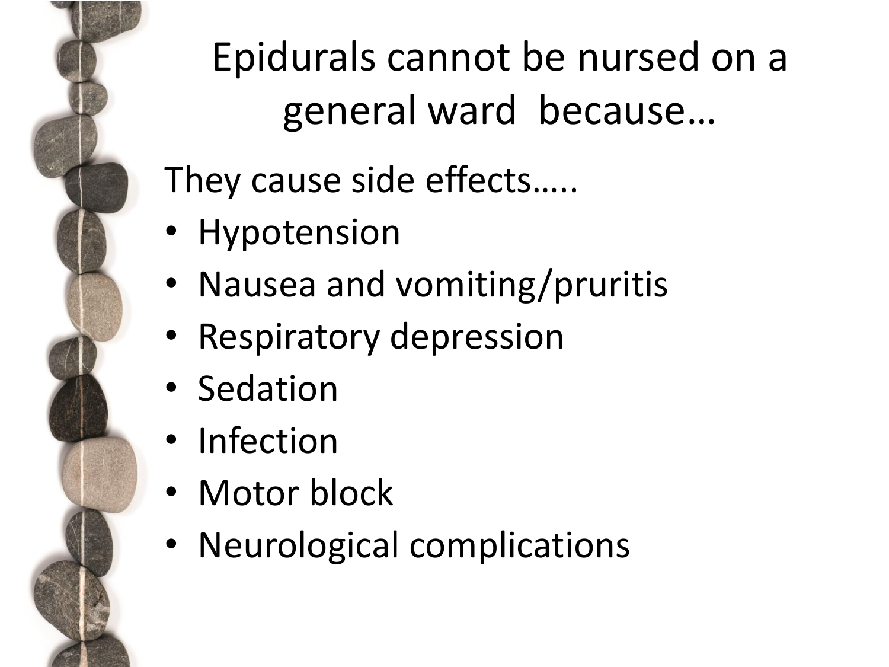# Epidurals cannot be nursed on a general ward because…

They cause side effects…..

- Hypotension
- Nausea and vomiting/pruritis
- Respiratory depression
- Sedation
- Infection
- Motor block
- Neurological complications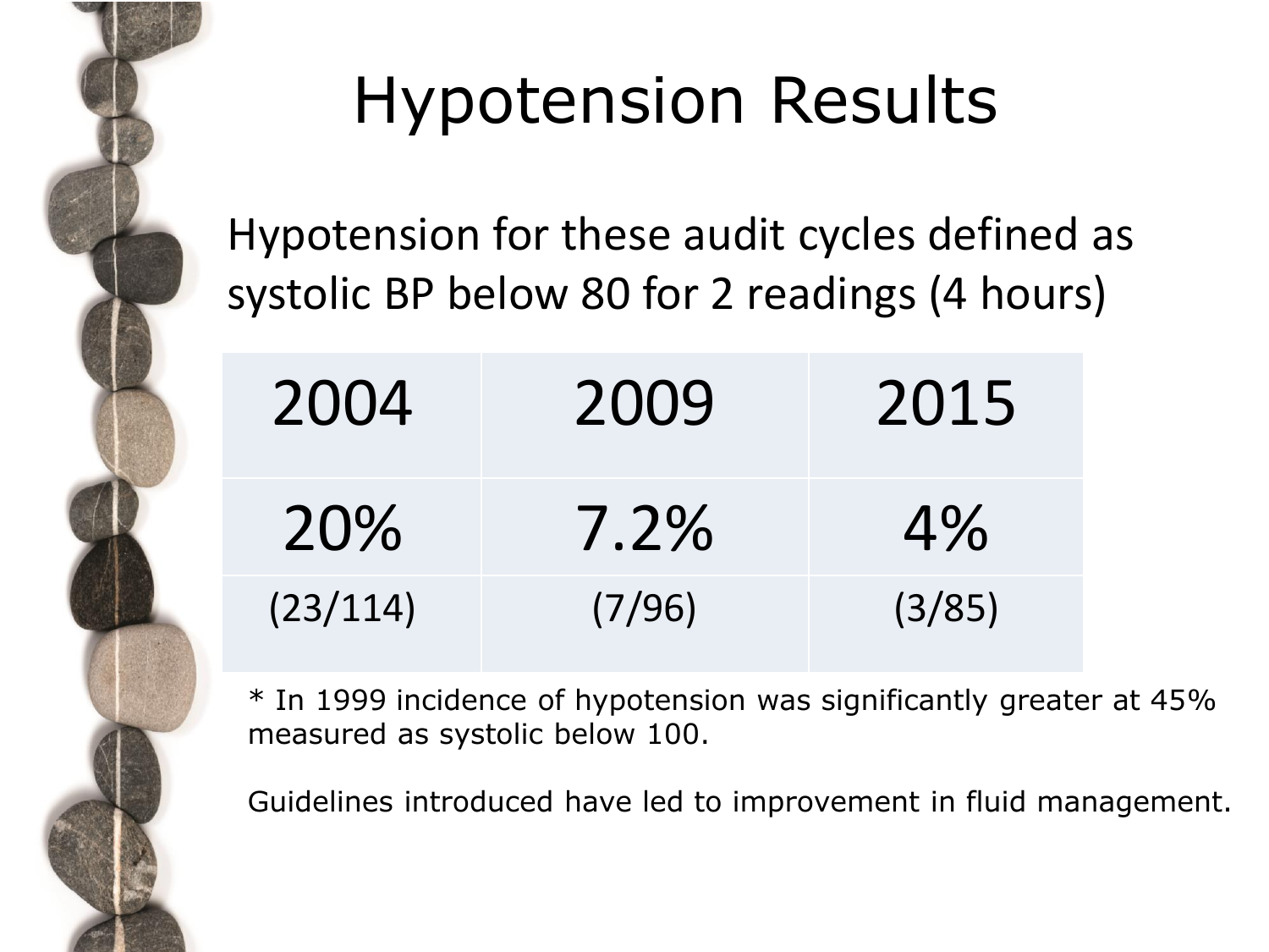# Hypotension Results

Hypotension for these audit cycles defined as systolic BP below 80 for 2 readings (4 hours)

| 2004 | 2009 | 2015 |
|---|---|---|
| 20% | 7.2% | 4% |
| (23/114) | (7/96) | (3/85) |

* In 1999 incidence of hypotension was significantly greater at 45% measured as systolic below 100.

Guidelines introduced have led to improvement in fluid management.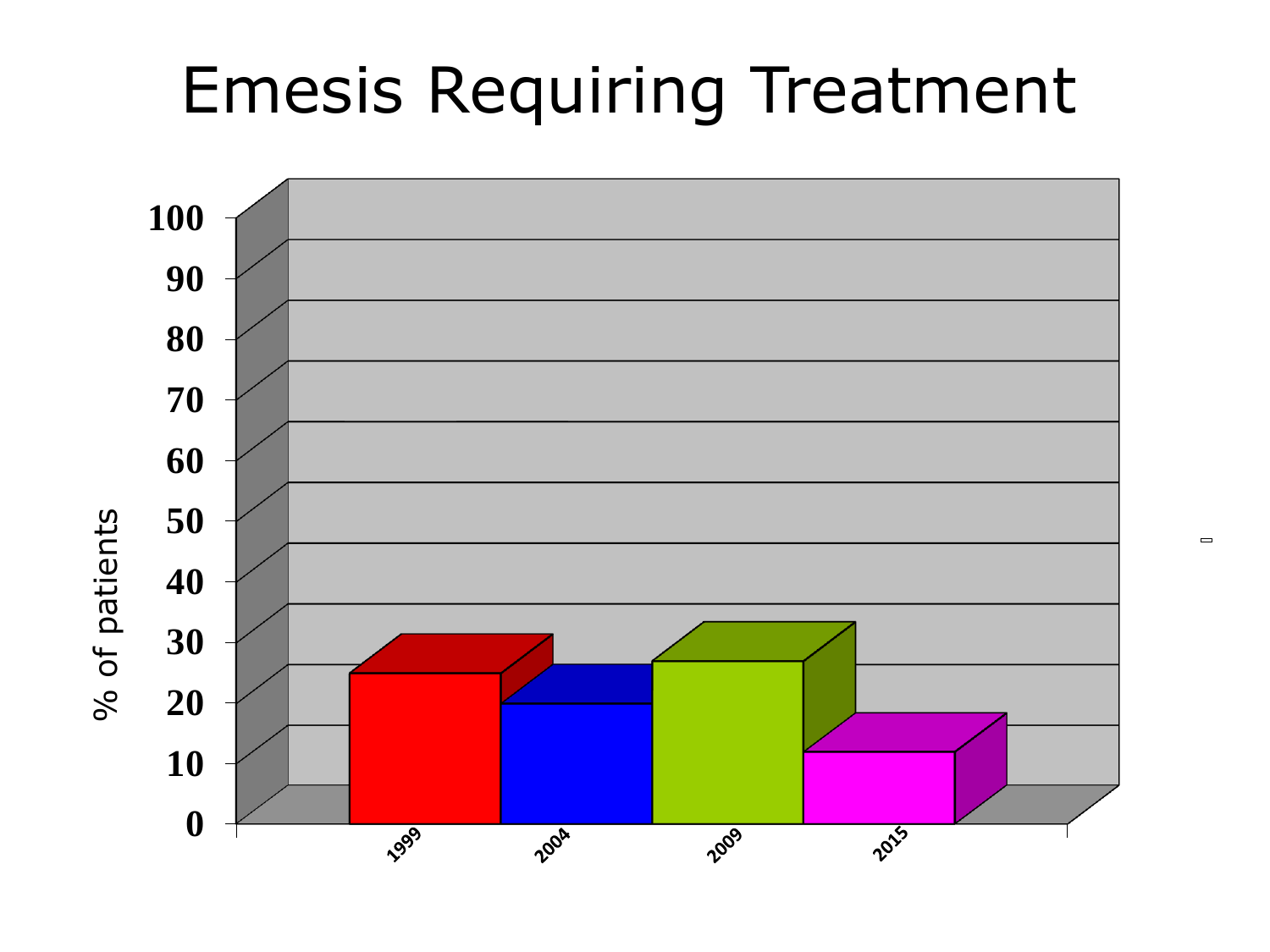# Emesis Requiring Treatment

% of patients

100
90
80
70
60
50
40
30
20
10
0

1999 2004 2009 2015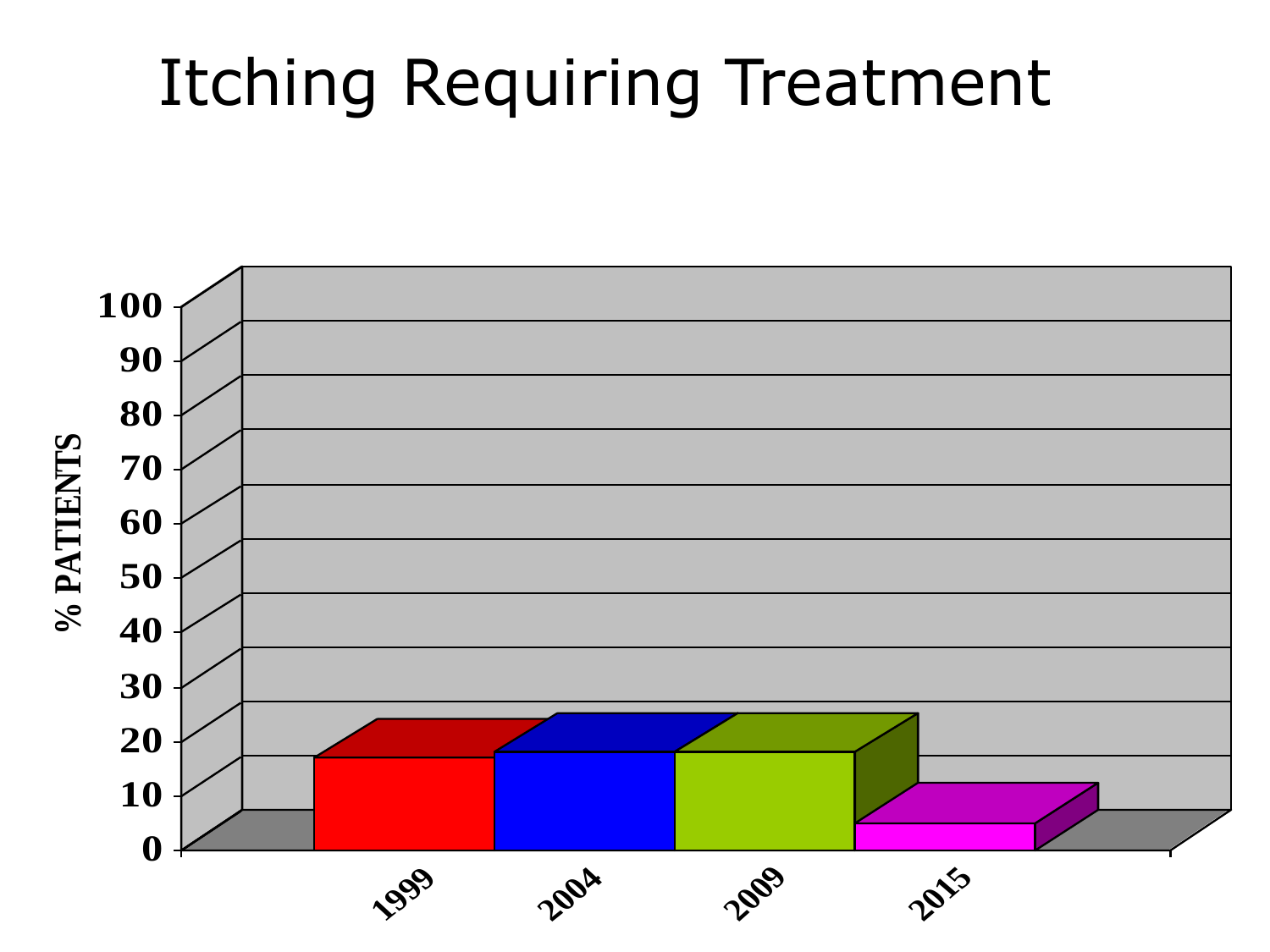# Itching Requiring Treatment

% PATIENTS

100
90
80
70
60
50
40
30
20
10
0

1999 2004 2009 2015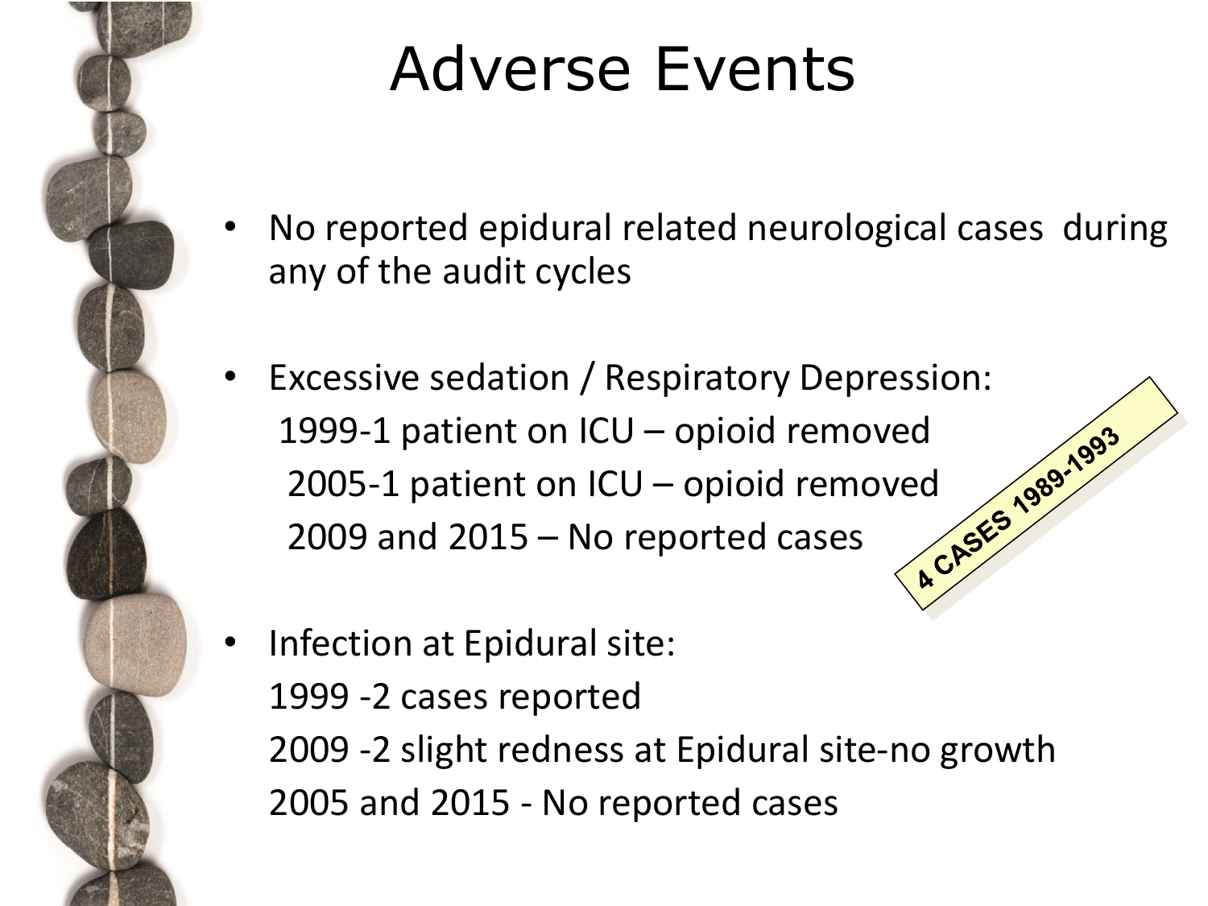# Adverse Events

- No reported epidural related neurological cases during any of the audit cycles

- Excessive sedation / Respiratory Depression:
  1999-1 patient on ICU – opioid removed
  2005-1 patient on ICU – opioid removed
  2009 and 2015 – No reported cases

**4 CASES 1989-1993**

- Infection at Epidural site:
  1999 -2 cases reported
  2009 -2 slight redness at Epidural site-no growth
  2005 and 2015 - No reported cases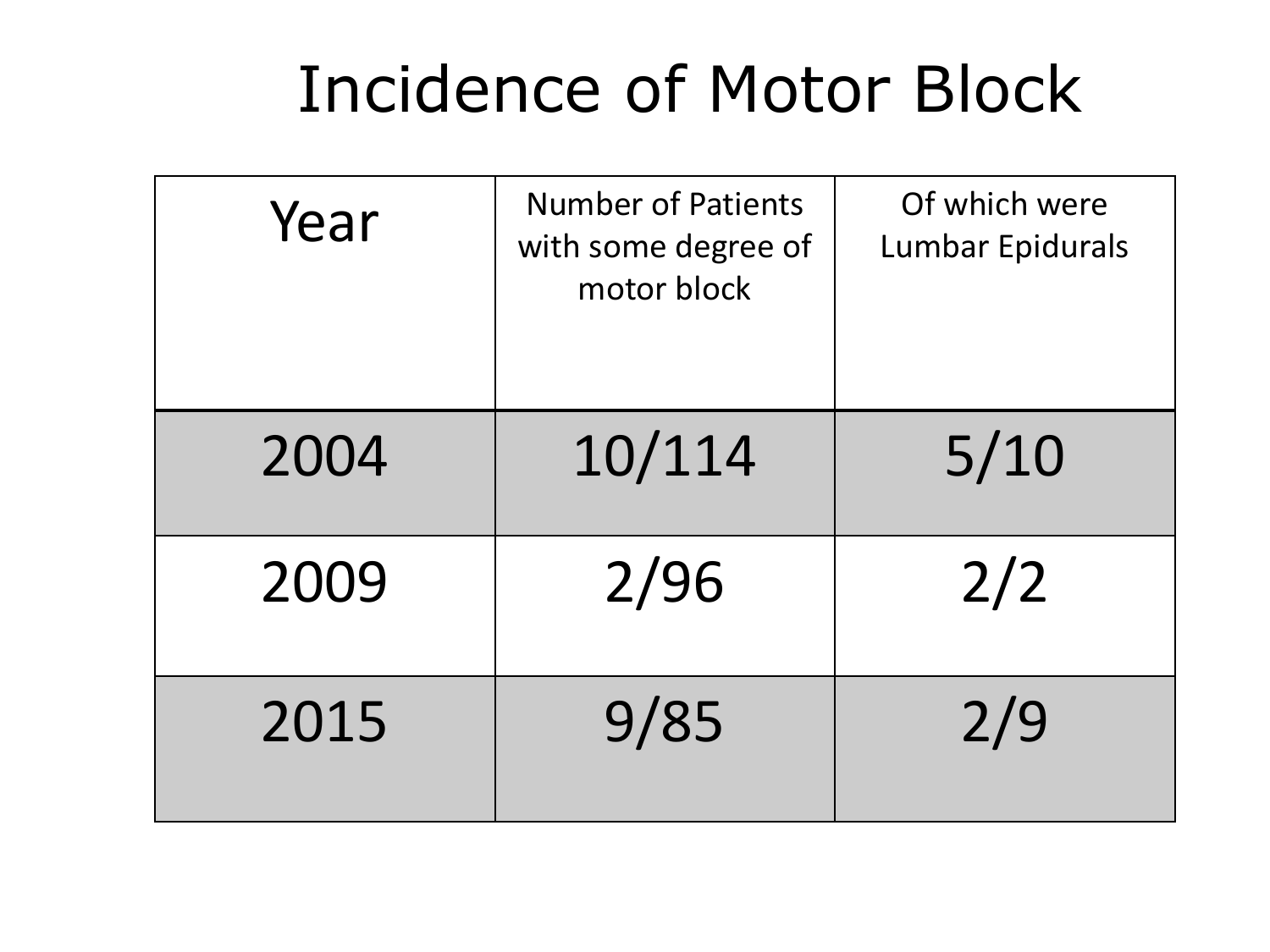# Incidence of Motor Block

| Year | Number of Patients with some degree of motor block | Of which were Lumbar Epidurals |
|---|---|---|
| 2004 | 10/114 | 5/10 |
| 2009 | 2/96 | 2/2 |
| 2015 | 9/85 | 2/9 |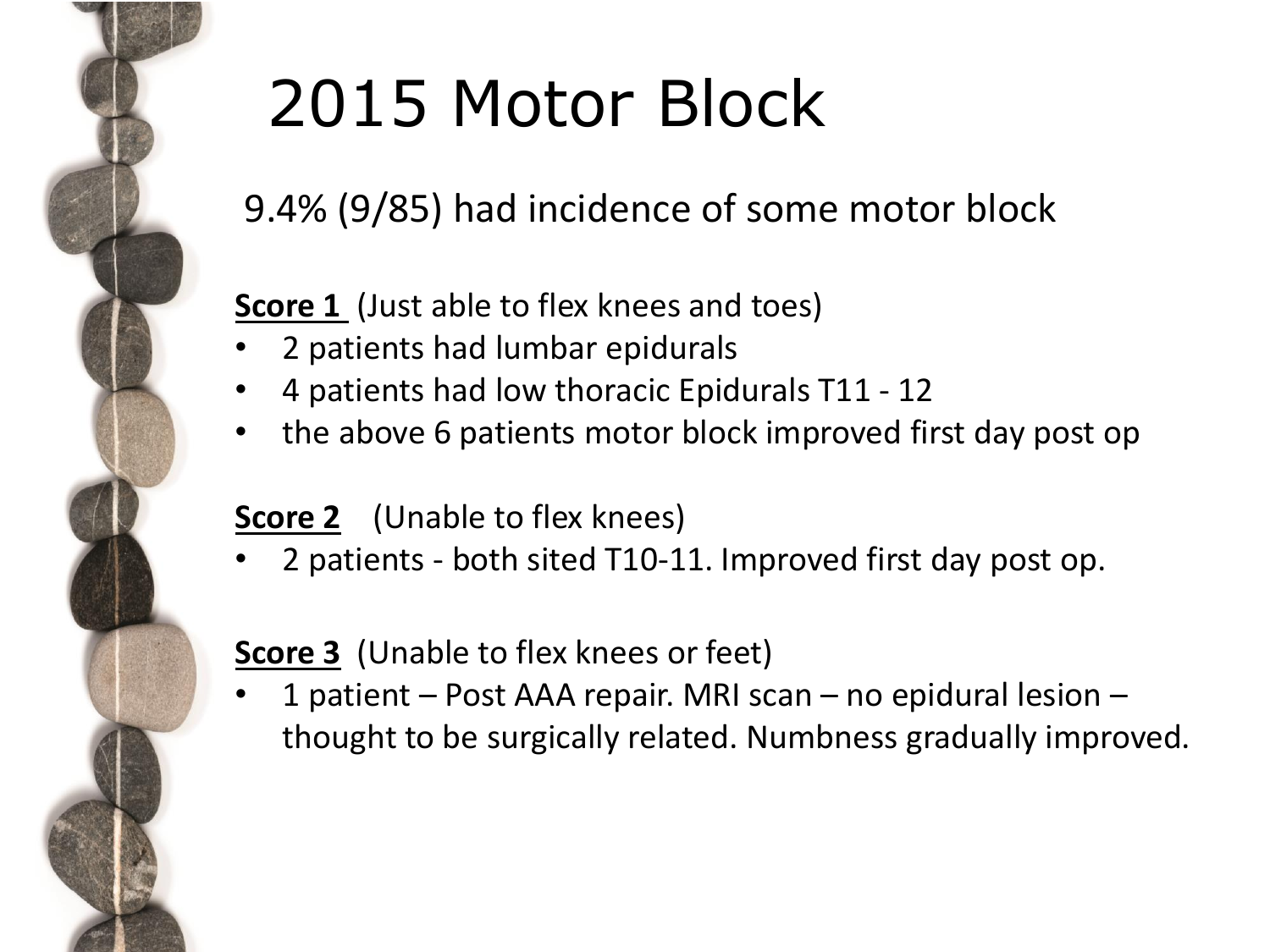# 2015 Motor Block

9.4% (9/85) had incidence of some motor block

**Score 1** (Just able to flex knees and toes)

- 2 patients had lumbar epidurals
- 4 patients had low thoracic Epidurals T11 - 12
- the above 6 patients motor block improved first day post op

**Score 2** (Unable to flex knees)

- 2 patients - both sited T10-11. Improved first day post op.

**Score 3** (Unable to flex knees or feet)

- 1 patient – Post AAA repair. MRI scan – no epidural lesion – thought to be surgically related. Numbness gradually improved.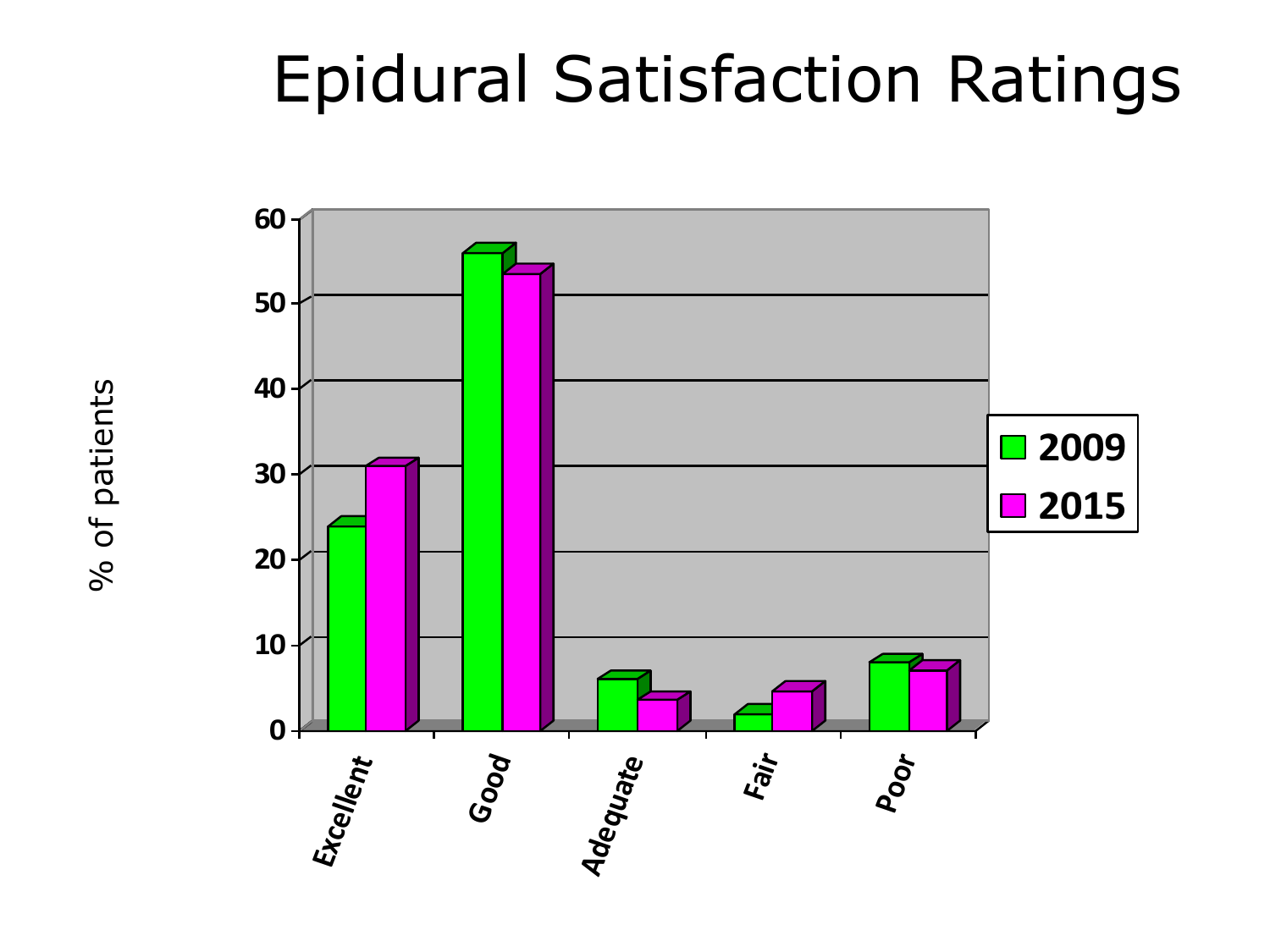# Epidural Satisfaction Ratings

% of patients

| | 2009 | 2015 |
|---|---|---|
| Excellent | 24 | 31 |
| Good | 56 | 53.5 |
| Adequate | 6 | 3.5 |
| Fair | 1.5 | 4.5 |
| Poor | 8 | 7 |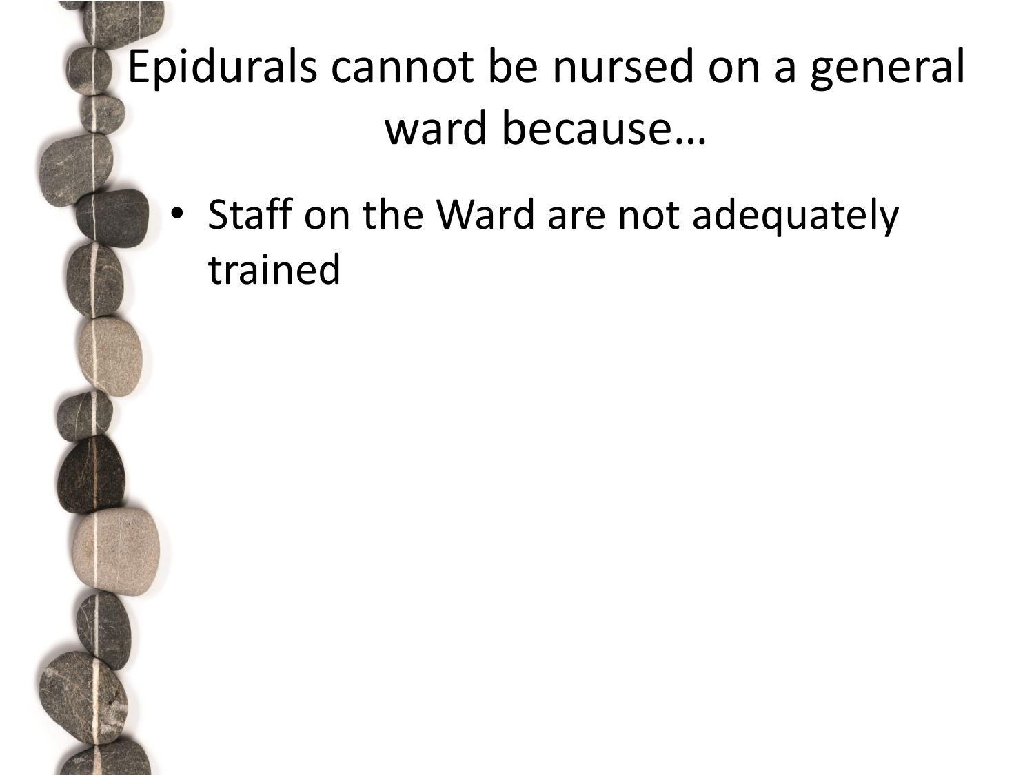# Epidurals cannot be nursed on a general ward because…

- Staff on the Ward are not adequately trained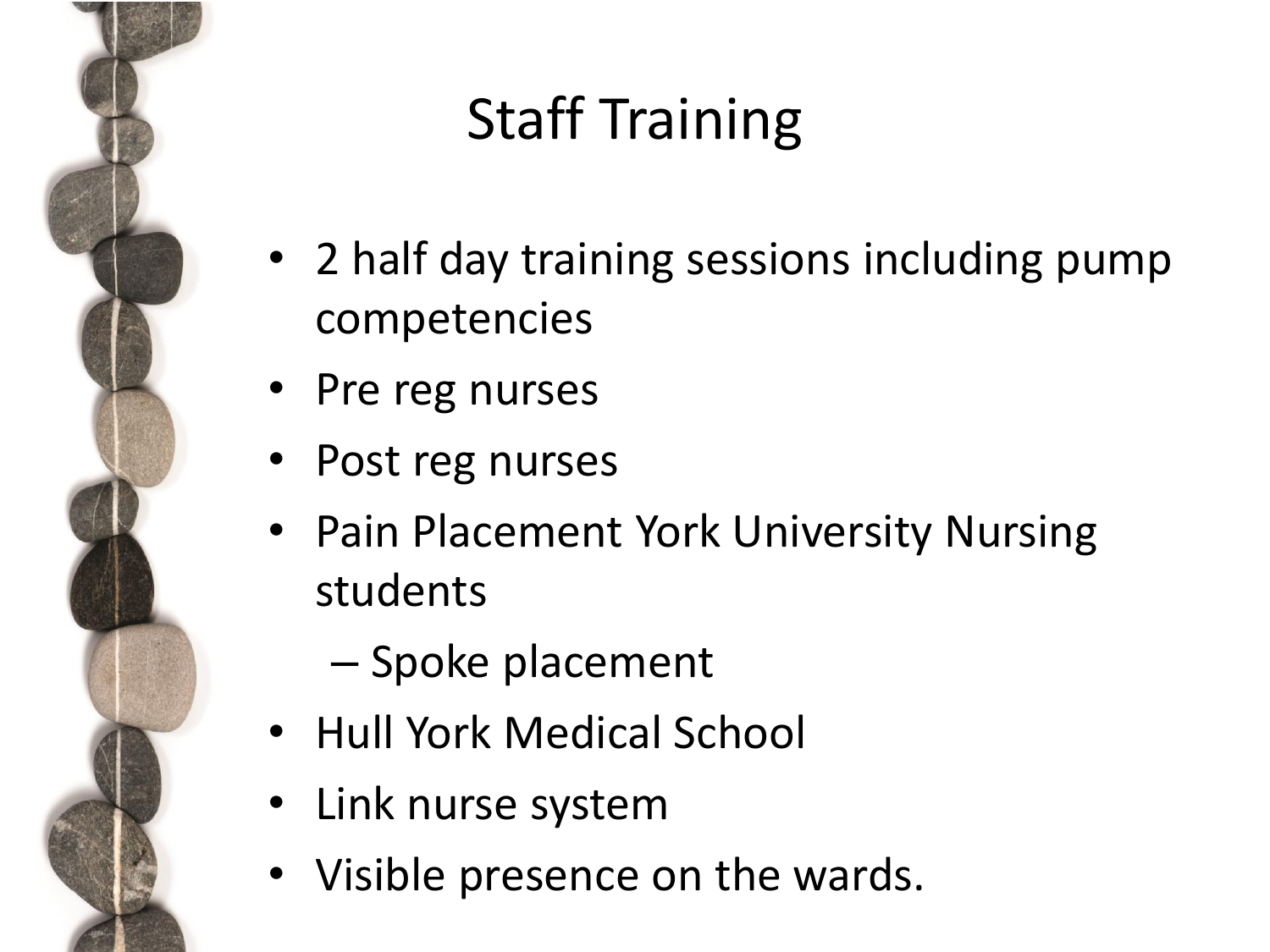# Staff Training

- 2 half day training sessions including pump competencies
- Pre reg nurses
- Post reg nurses
- Pain Placement York University Nursing students
  - Spoke placement
- Hull York Medical School
- Link nurse system
- Visible presence on the wards.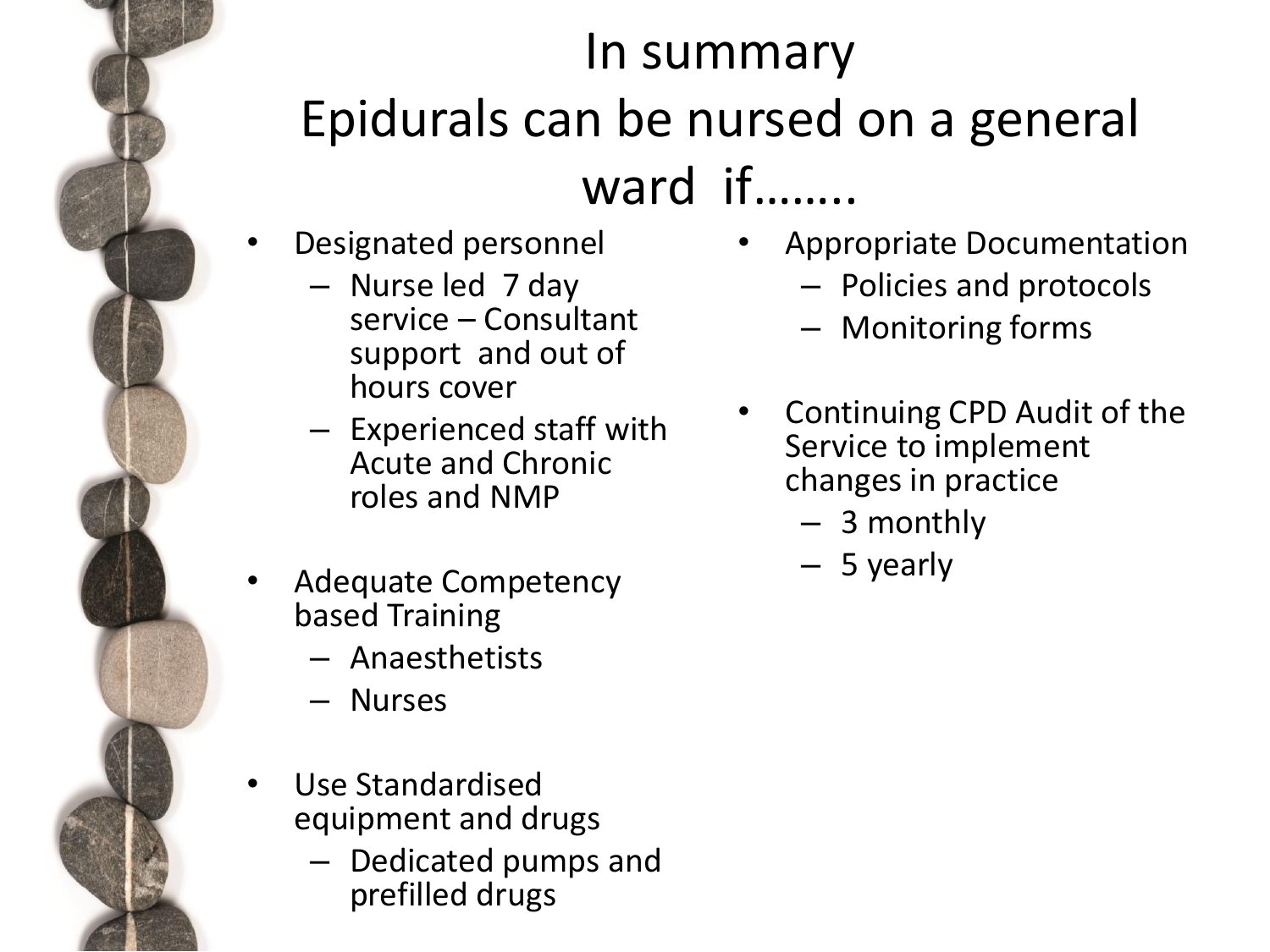# In summary
# Epidurals can be nursed on a general ward if……..

- Designated personnel
  - Nurse led 7 day service – Consultant support and out of hours cover
  - Experienced staff with Acute and Chronic roles and NMP
- Adequate Competency based Training
  - Anaesthetists
  - Nurses
- Use Standardised equipment and drugs
  - Dedicated pumps and prefilled drugs
- Appropriate Documentation
  - Policies and protocols
  - Monitoring forms
- Continuing CPD Audit of the Service to implement changes in practice
  - 3 monthly
  - 5 yearly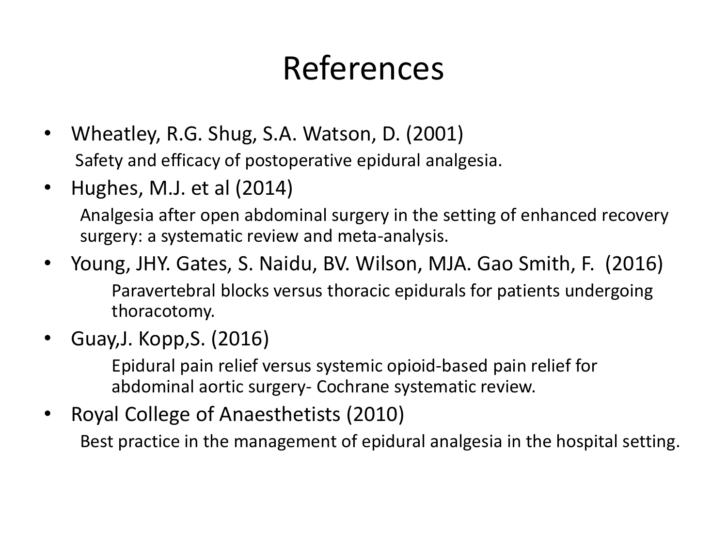# References

- Wheatley, R.G. Shug, S.A. Watson, D. (2001)
  Safety and efficacy of postoperative epidural analgesia.
- Hughes, M.J. et al (2014)
  Analgesia after open abdominal surgery in the setting of enhanced recovery surgery: a systematic review and meta-analysis.
- Young, JHY. Gates, S. Naidu, BV. Wilson, MJA. Gao Smith, F. (2016)
  Paravertebral blocks versus thoracic epidurals for patients undergoing thoracotomy.
- Guay,J. Kopp,S. (2016)
  Epidural pain relief versus systemic opioid-based pain relief for abdominal aortic surgery- Cochrane systematic review.
- Royal College of Anaesthetists (2010)
  Best practice in the management of epidural analgesia in the hospital setting.